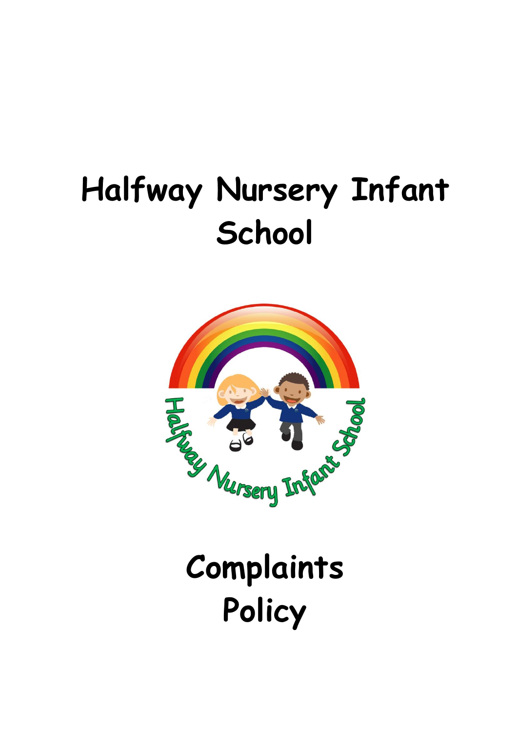# Halfway Nursery Infant School

# Complaints Policy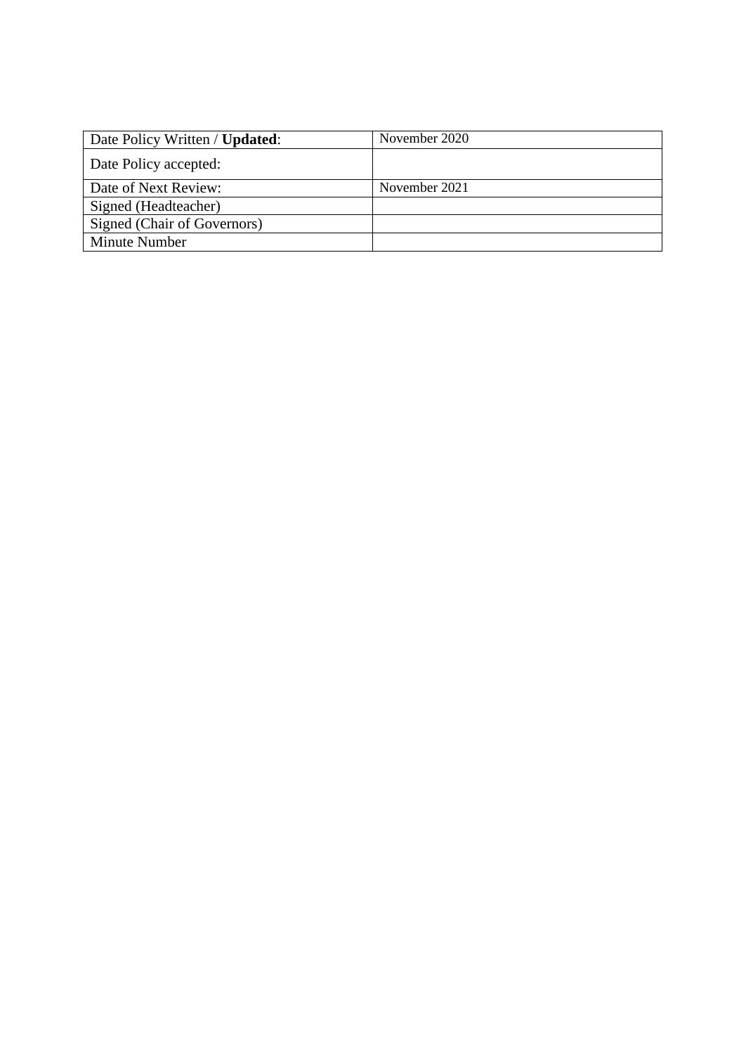| | |
|---|---|
| Date Policy Written / **Updated**: | November 2020 |
| Date Policy accepted: | |
| Date of Next Review: | November 2021 |
| Signed (Headteacher) | |
| Signed (Chair of Governors) | |
| Minute Number | |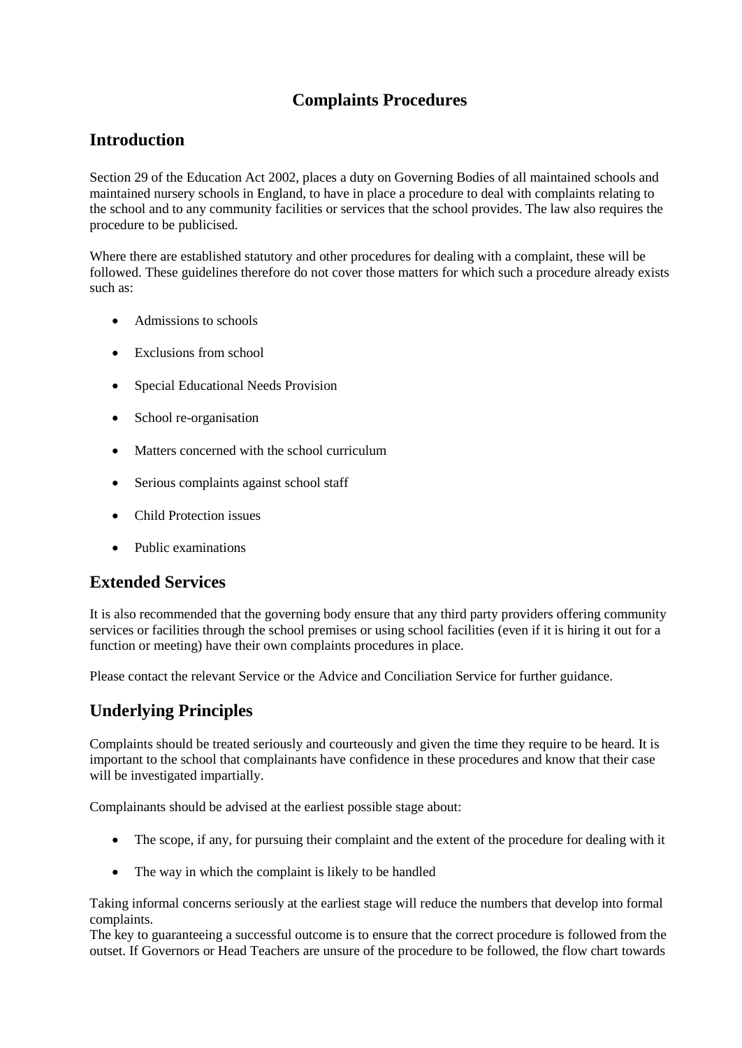# Complaints Procedures

## Introduction

Section 29 of the Education Act 2002, places a duty on Governing Bodies of all maintained schools and maintained nursery schools in England, to have in place a procedure to deal with complaints relating to the school and to any community facilities or services that the school provides. The law also requires the procedure to be publicised.

Where there are established statutory and other procedures for dealing with a complaint, these will be followed. These guidelines therefore do not cover those matters for which such a procedure already exists such as:

- Admissions to schools
- Exclusions from school
- Special Educational Needs Provision
- School re-organisation
- Matters concerned with the school curriculum
- Serious complaints against school staff
- Child Protection issues
- Public examinations

## Extended Services

It is also recommended that the governing body ensure that any third party providers offering community services or facilities through the school premises or using school facilities (even if it is hiring it out for a function or meeting) have their own complaints procedures in place.

Please contact the relevant Service or the Advice and Conciliation Service for further guidance.

## Underlying Principles

Complaints should be treated seriously and courteously and given the time they require to be heard. It is important to the school that complainants have confidence in these procedures and know that their case will be investigated impartially.

Complainants should be advised at the earliest possible stage about:

- The scope, if any, for pursuing their complaint and the extent of the procedure for dealing with it
- The way in which the complaint is likely to be handled

Taking informal concerns seriously at the earliest stage will reduce the numbers that develop into formal complaints.
The key to guaranteeing a successful outcome is to ensure that the correct procedure is followed from the outset. If Governors or Head Teachers are unsure of the procedure to be followed, the flow chart towards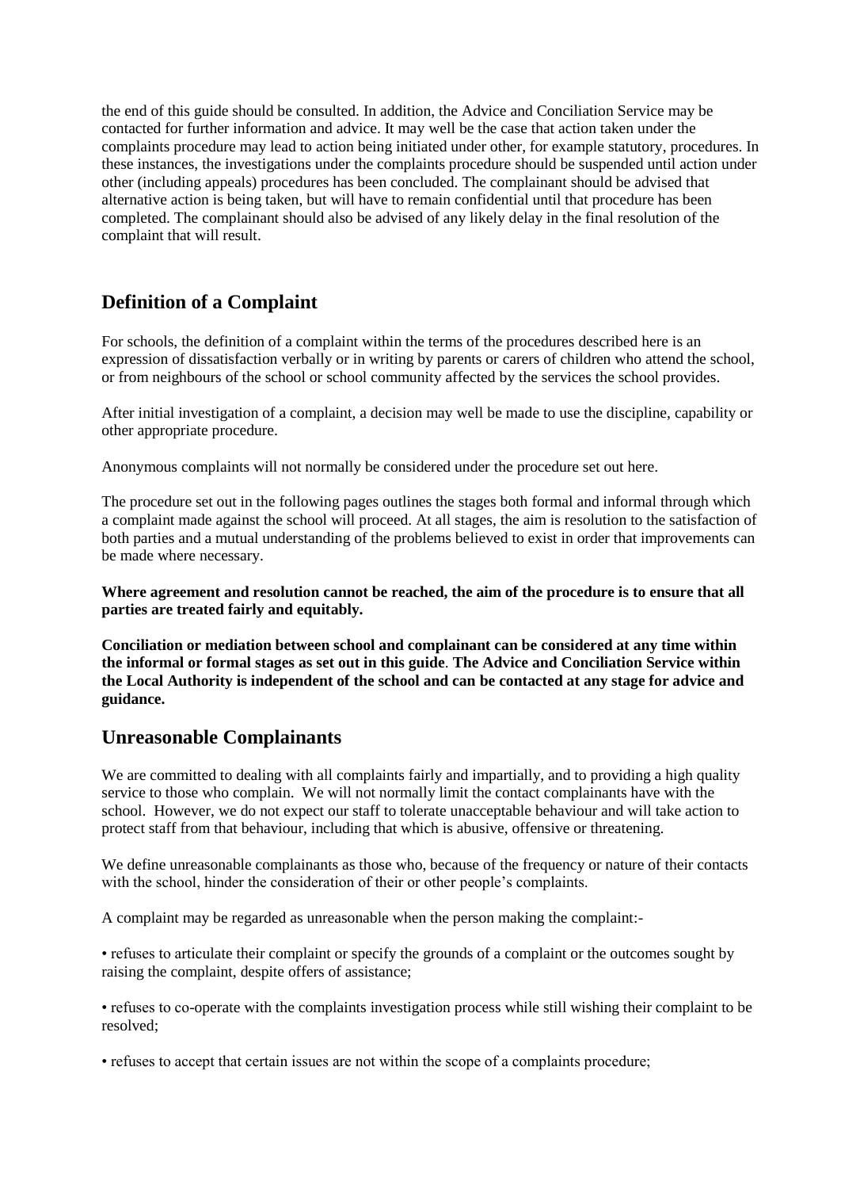the end of this guide should be consulted. In addition, the Advice and Conciliation Service may be contacted for further information and advice. It may well be the case that action taken under the complaints procedure may lead to action being initiated under other, for example statutory, procedures. In these instances, the investigations under the complaints procedure should be suspended until action under other (including appeals) procedures has been concluded. The complainant should be advised that alternative action is being taken, but will have to remain confidential until that procedure has been completed. The complainant should also be advised of any likely delay in the final resolution of the complaint that will result.

## Definition of a Complaint

For schools, the definition of a complaint within the terms of the procedures described here is an expression of dissatisfaction verbally or in writing by parents or carers of children who attend the school, or from neighbours of the school or school community affected by the services the school provides.

After initial investigation of a complaint, a decision may well be made to use the discipline, capability or other appropriate procedure.

Anonymous complaints will not normally be considered under the procedure set out here.

The procedure set out in the following pages outlines the stages both formal and informal through which a complaint made against the school will proceed. At all stages, the aim is resolution to the satisfaction of both parties and a mutual understanding of the problems believed to exist in order that improvements can be made where necessary.

**Where agreement and resolution cannot be reached, the aim of the procedure is to ensure that all parties are treated fairly and equitably.**

**Conciliation or mediation between school and complainant can be considered at any time within the informal or formal stages as set out in this guide**. **The Advice and Conciliation Service within the Local Authority is independent of the school and can be contacted at any stage for advice and guidance.**

## Unreasonable Complainants

We are committed to dealing with all complaints fairly and impartially, and to providing a high quality service to those who complain. We will not normally limit the contact complainants have with the school. However, we do not expect our staff to tolerate unacceptable behaviour and will take action to protect staff from that behaviour, including that which is abusive, offensive or threatening.

We define unreasonable complainants as those who, because of the frequency or nature of their contacts with the school, hinder the consideration of their or other people's complaints.

A complaint may be regarded as unreasonable when the person making the complaint:-

• refuses to articulate their complaint or specify the grounds of a complaint or the outcomes sought by raising the complaint, despite offers of assistance;

• refuses to co-operate with the complaints investigation process while still wishing their complaint to be resolved;

• refuses to accept that certain issues are not within the scope of a complaints procedure;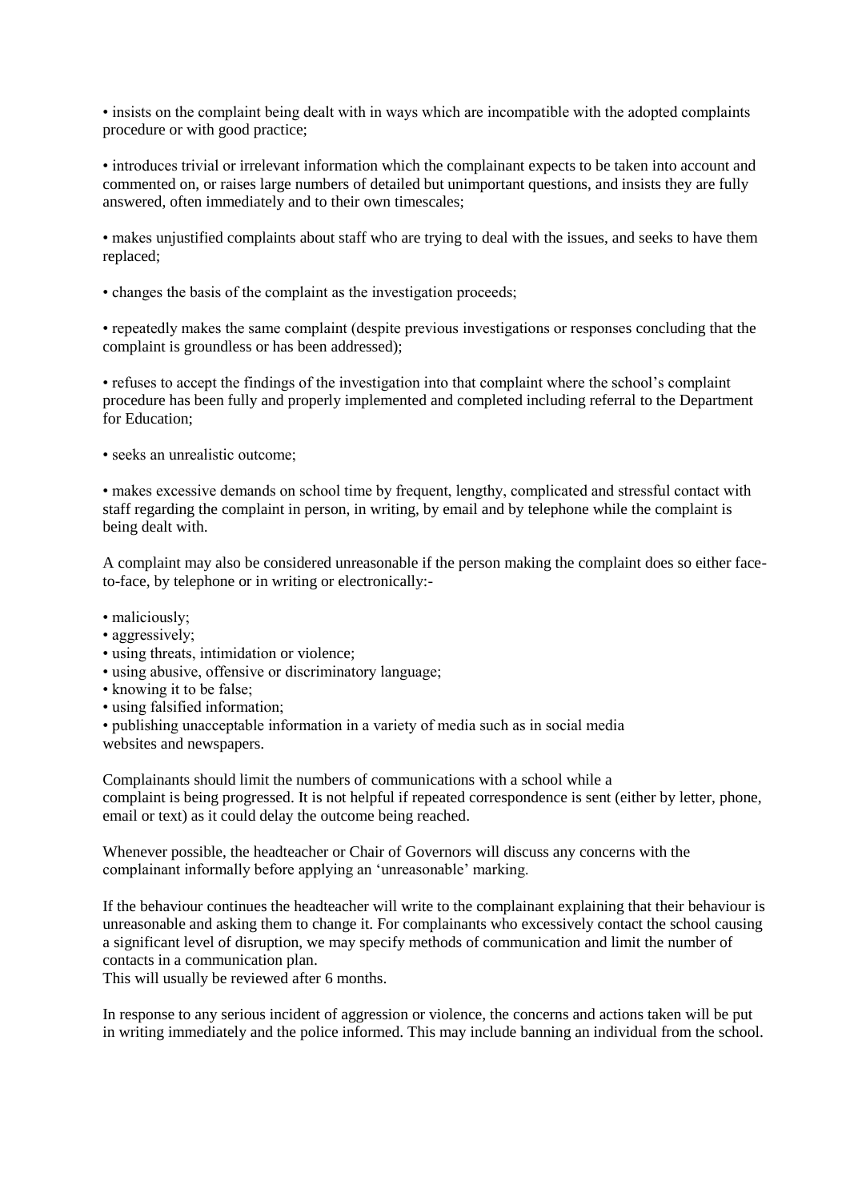- insists on the complaint being dealt with in ways which are incompatible with the adopted complaints procedure or with good practice;

- introduces trivial or irrelevant information which the complainant expects to be taken into account and commented on, or raises large numbers of detailed but unimportant questions, and insists they are fully answered, often immediately and to their own timescales;

- makes unjustified complaints about staff who are trying to deal with the issues, and seeks to have them replaced;

- changes the basis of the complaint as the investigation proceeds;

- repeatedly makes the same complaint (despite previous investigations or responses concluding that the complaint is groundless or has been addressed);

- refuses to accept the findings of the investigation into that complaint where the school's complaint procedure has been fully and properly implemented and completed including referral to the Department for Education;

- seeks an unrealistic outcome;

- makes excessive demands on school time by frequent, lengthy, complicated and stressful contact with staff regarding the complaint in person, in writing, by email and by telephone while the complaint is being dealt with.

A complaint may also be considered unreasonable if the person making the complaint does so either face-to-face, by telephone or in writing or electronically:-

- maliciously;
- aggressively;
- using threats, intimidation or violence;
- using abusive, offensive or discriminatory language;
- knowing it to be false;
- using falsified information;
- publishing unacceptable information in a variety of media such as in social media websites and newspapers.

Complainants should limit the numbers of communications with a school while a complaint is being progressed. It is not helpful if repeated correspondence is sent (either by letter, phone, email or text) as it could delay the outcome being reached.

Whenever possible, the headteacher or Chair of Governors will discuss any concerns with the complainant informally before applying an 'unreasonable' marking.

If the behaviour continues the headteacher will write to the complainant explaining that their behaviour is unreasonable and asking them to change it. For complainants who excessively contact the school causing a significant level of disruption, we may specify methods of communication and limit the number of contacts in a communication plan.
This will usually be reviewed after 6 months.

In response to any serious incident of aggression or violence, the concerns and actions taken will be put in writing immediately and the police informed. This may include banning an individual from the school.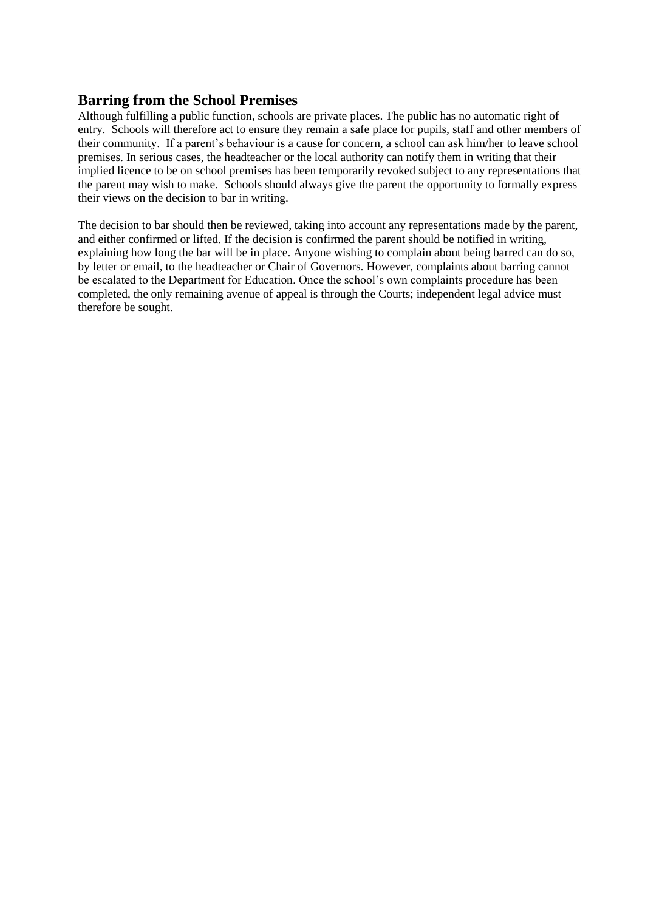## Barring from the School Premises

Although fulfilling a public function, schools are private places. The public has no automatic right of entry. Schools will therefore act to ensure they remain a safe place for pupils, staff and other members of their community. If a parent's behaviour is a cause for concern, a school can ask him/her to leave school premises. In serious cases, the headteacher or the local authority can notify them in writing that their implied licence to be on school premises has been temporarily revoked subject to any representations that the parent may wish to make. Schools should always give the parent the opportunity to formally express their views on the decision to bar in writing.

The decision to bar should then be reviewed, taking into account any representations made by the parent, and either confirmed or lifted. If the decision is confirmed the parent should be notified in writing, explaining how long the bar will be in place. Anyone wishing to complain about being barred can do so, by letter or email, to the headteacher or Chair of Governors. However, complaints about barring cannot be escalated to the Department for Education. Once the school's own complaints procedure has been completed, the only remaining avenue of appeal is through the Courts; independent legal advice must therefore be sought.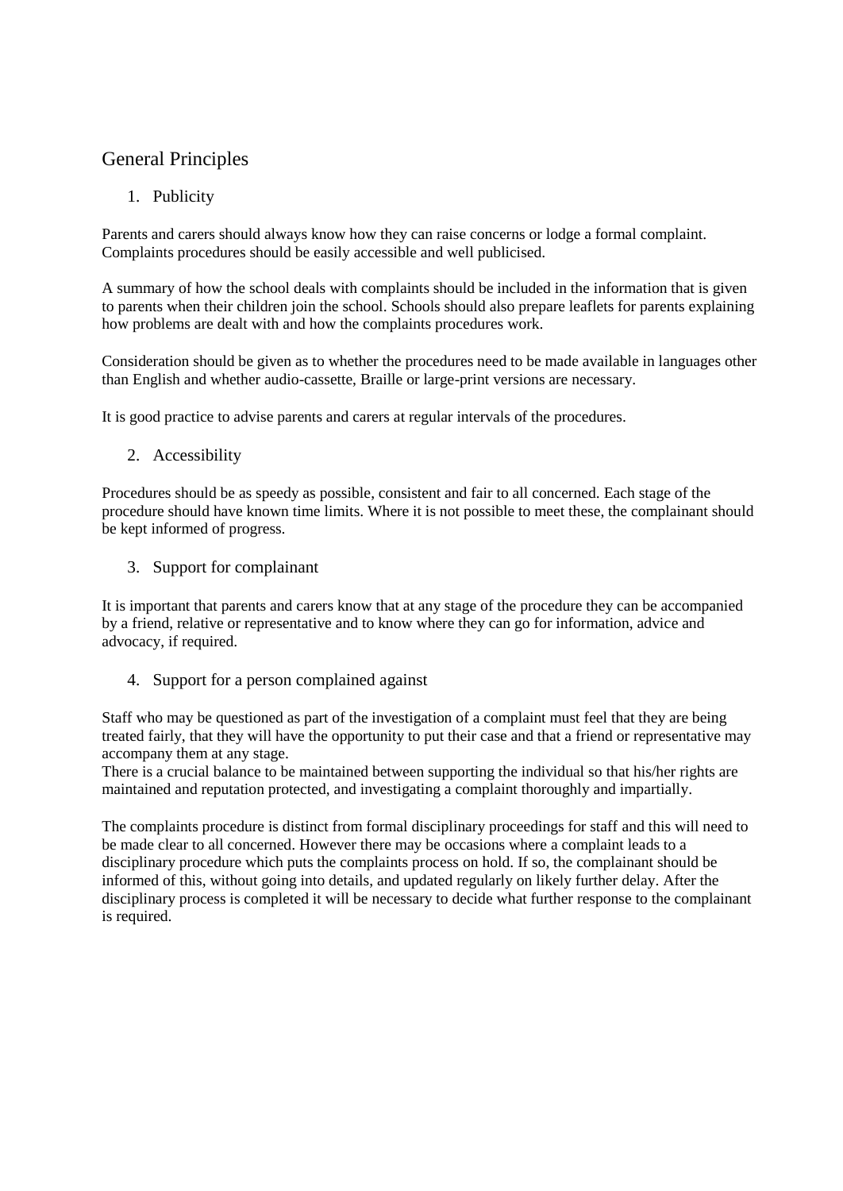## General Principles

### 1. Publicity

Parents and carers should always know how they can raise concerns or lodge a formal complaint. Complaints procedures should be easily accessible and well publicised.

A summary of how the school deals with complaints should be included in the information that is given to parents when their children join the school. Schools should also prepare leaflets for parents explaining how problems are dealt with and how the complaints procedures work.

Consideration should be given as to whether the procedures need to be made available in languages other than English and whether audio-cassette, Braille or large-print versions are necessary.

It is good practice to advise parents and carers at regular intervals of the procedures.

### 2. Accessibility

Procedures should be as speedy as possible, consistent and fair to all concerned. Each stage of the procedure should have known time limits. Where it is not possible to meet these, the complainant should be kept informed of progress.

### 3. Support for complainant

It is important that parents and carers know that at any stage of the procedure they can be accompanied by a friend, relative or representative and to know where they can go for information, advice and advocacy, if required.

### 4. Support for a person complained against

Staff who may be questioned as part of the investigation of a complaint must feel that they are being treated fairly, that they will have the opportunity to put their case and that a friend or representative may accompany them at any stage.
There is a crucial balance to be maintained between supporting the individual so that his/her rights are maintained and reputation protected, and investigating a complaint thoroughly and impartially.

The complaints procedure is distinct from formal disciplinary proceedings for staff and this will need to be made clear to all concerned. However there may be occasions where a complaint leads to a disciplinary procedure which puts the complaints process on hold. If so, the complainant should be informed of this, without going into details, and updated regularly on likely further delay. After the disciplinary process is completed it will be necessary to decide what further response to the complainant is required.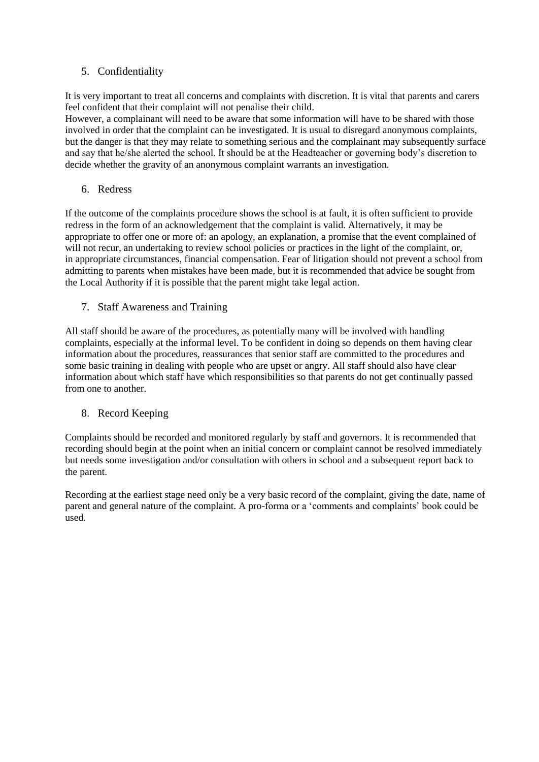5. Confidentiality

It is very important to treat all concerns and complaints with discretion. It is vital that parents and carers feel confident that their complaint will not penalise their child.
However, a complainant will need to be aware that some information will have to be shared with those involved in order that the complaint can be investigated. It is usual to disregard anonymous complaints, but the danger is that they may relate to something serious and the complainant may subsequently surface and say that he/she alerted the school. It should be at the Headteacher or governing body's discretion to decide whether the gravity of an anonymous complaint warrants an investigation.

6. Redress

If the outcome of the complaints procedure shows the school is at fault, it is often sufficient to provide redress in the form of an acknowledgement that the complaint is valid. Alternatively, it may be appropriate to offer one or more of: an apology, an explanation, a promise that the event complained of will not recur, an undertaking to review school policies or practices in the light of the complaint, or, in appropriate circumstances, financial compensation. Fear of litigation should not prevent a school from admitting to parents when mistakes have been made, but it is recommended that advice be sought from the Local Authority if it is possible that the parent might take legal action.

7. Staff Awareness and Training

All staff should be aware of the procedures, as potentially many will be involved with handling complaints, especially at the informal level. To be confident in doing so depends on them having clear information about the procedures, reassurances that senior staff are committed to the procedures and some basic training in dealing with people who are upset or angry. All staff should also have clear information about which staff have which responsibilities so that parents do not get continually passed from one to another.

8. Record Keeping

Complaints should be recorded and monitored regularly by staff and governors. It is recommended that recording should begin at the point when an initial concern or complaint cannot be resolved immediately but needs some investigation and/or consultation with others in school and a subsequent report back to the parent.

Recording at the earliest stage need only be a very basic record of the complaint, giving the date, name of parent and general nature of the complaint. A pro-forma or a 'comments and complaints' book could be used.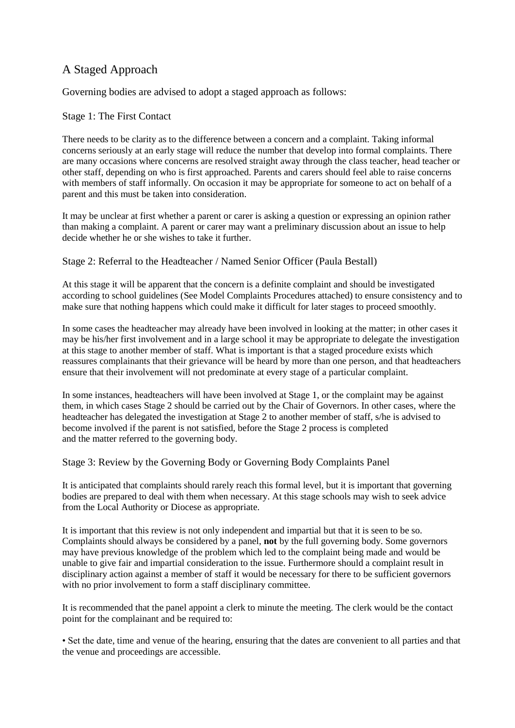## A Staged Approach

Governing bodies are advised to adopt a staged approach as follows:

### Stage 1: The First Contact

There needs to be clarity as to the difference between a concern and a complaint. Taking informal concerns seriously at an early stage will reduce the number that develop into formal complaints. There are many occasions where concerns are resolved straight away through the class teacher, head teacher or other staff, depending on who is first approached. Parents and carers should feel able to raise concerns with members of staff informally. On occasion it may be appropriate for someone to act on behalf of a parent and this must be taken into consideration.

It may be unclear at first whether a parent or carer is asking a question or expressing an opinion rather than making a complaint. A parent or carer may want a preliminary discussion about an issue to help decide whether he or she wishes to take it further.

### Stage 2: Referral to the Headteacher / Named Senior Officer (Paula Bestall)

At this stage it will be apparent that the concern is a definite complaint and should be investigated according to school guidelines (See Model Complaints Procedures attached) to ensure consistency and to make sure that nothing happens which could make it difficult for later stages to proceed smoothly.

In some cases the headteacher may already have been involved in looking at the matter; in other cases it may be his/her first involvement and in a large school it may be appropriate to delegate the investigation at this stage to another member of staff. What is important is that a staged procedure exists which reassures complainants that their grievance will be heard by more than one person, and that headteachers ensure that their involvement will not predominate at every stage of a particular complaint.

In some instances, headteachers will have been involved at Stage 1, or the complaint may be against them, in which cases Stage 2 should be carried out by the Chair of Governors. In other cases, where the headteacher has delegated the investigation at Stage 2 to another member of staff, s/he is advised to become involved if the parent is not satisfied, before the Stage 2 process is completed and the matter referred to the governing body.

### Stage 3: Review by the Governing Body or Governing Body Complaints Panel

It is anticipated that complaints should rarely reach this formal level, but it is important that governing bodies are prepared to deal with them when necessary. At this stage schools may wish to seek advice from the Local Authority or Diocese as appropriate.

It is important that this review is not only independent and impartial but that it is seen to be so. Complaints should always be considered by a panel, **not** by the full governing body. Some governors may have previous knowledge of the problem which led to the complaint being made and would be unable to give fair and impartial consideration to the issue. Furthermore should a complaint result in disciplinary action against a member of staff it would be necessary for there to be sufficient governors with no prior involvement to form a staff disciplinary committee.

It is recommended that the panel appoint a clerk to minute the meeting. The clerk would be the contact point for the complainant and be required to:

- Set the date, time and venue of the hearing, ensuring that the dates are convenient to all parties and that the venue and proceedings are accessible.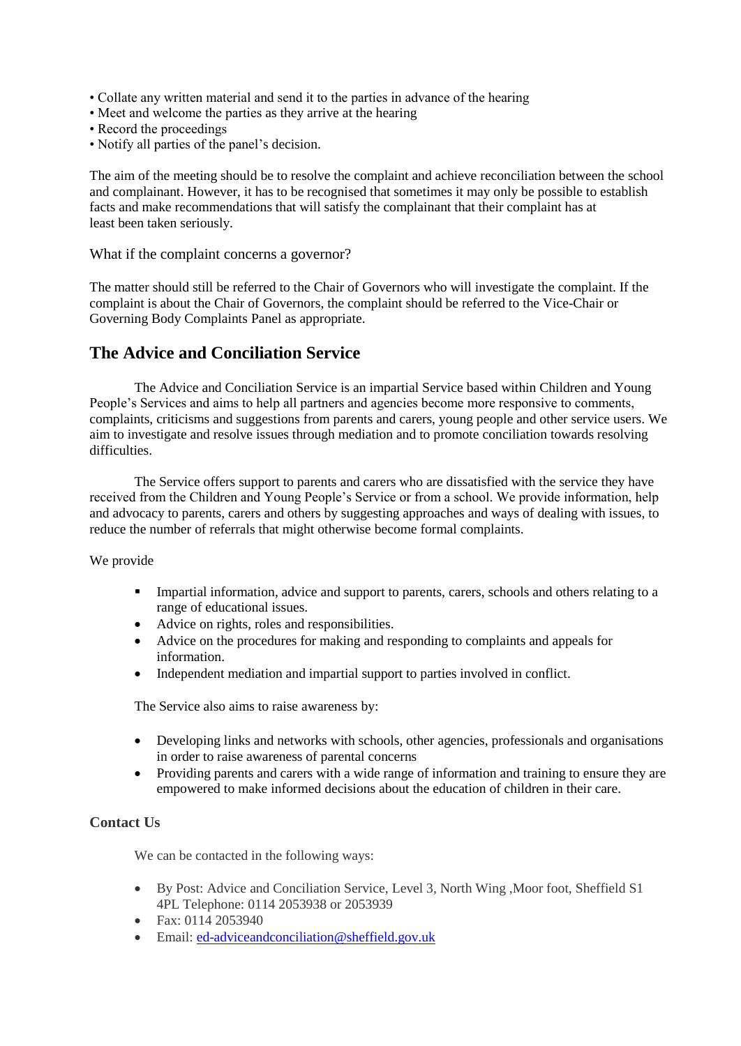- Collate any written material and send it to the parties in advance of the hearing
- Meet and welcome the parties as they arrive at the hearing
- Record the proceedings
- Notify all parties of the panel's decision.

The aim of the meeting should be to resolve the complaint and achieve reconciliation between the school and complainant. However, it has to be recognised that sometimes it may only be possible to establish facts and make recommendations that will satisfy the complainant that their complaint has at least been taken seriously.

What if the complaint concerns a governor?

The matter should still be referred to the Chair of Governors who will investigate the complaint. If the complaint is about the Chair of Governors, the complaint should be referred to the Vice-Chair or Governing Body Complaints Panel as appropriate.

## The Advice and Conciliation Service

The Advice and Conciliation Service is an impartial Service based within Children and Young People's Services and aims to help all partners and agencies become more responsive to comments, complaints, criticisms and suggestions from parents and carers, young people and other service users. We aim to investigate and resolve issues through mediation and to promote conciliation towards resolving difficulties.

The Service offers support to parents and carers who are dissatisfied with the service they have received from the Children and Young People's Service or from a school. We provide information, help and advocacy to parents, carers and others by suggesting approaches and ways of dealing with issues, to reduce the number of referrals that might otherwise become formal complaints.

We provide

- Impartial information, advice and support to parents, carers, schools and others relating to a range of educational issues.
- Advice on rights, roles and responsibilities.
- Advice on the procedures for making and responding to complaints and appeals for information.
- Independent mediation and impartial support to parties involved in conflict.

The Service also aims to raise awareness by:

- Developing links and networks with schools, other agencies, professionals and organisations in order to raise awareness of parental concerns
- Providing parents and carers with a wide range of information and training to ensure they are empowered to make informed decisions about the education of children in their care.

**Contact Us**

We can be contacted in the following ways:

- By Post: Advice and Conciliation Service, Level 3, North Wing ,Moor foot, Sheffield S1 4PL Telephone: 0114 2053938 or 2053939
- Fax: 0114 2053940
- Email: ed-adviceandconciliation@sheffield.gov.uk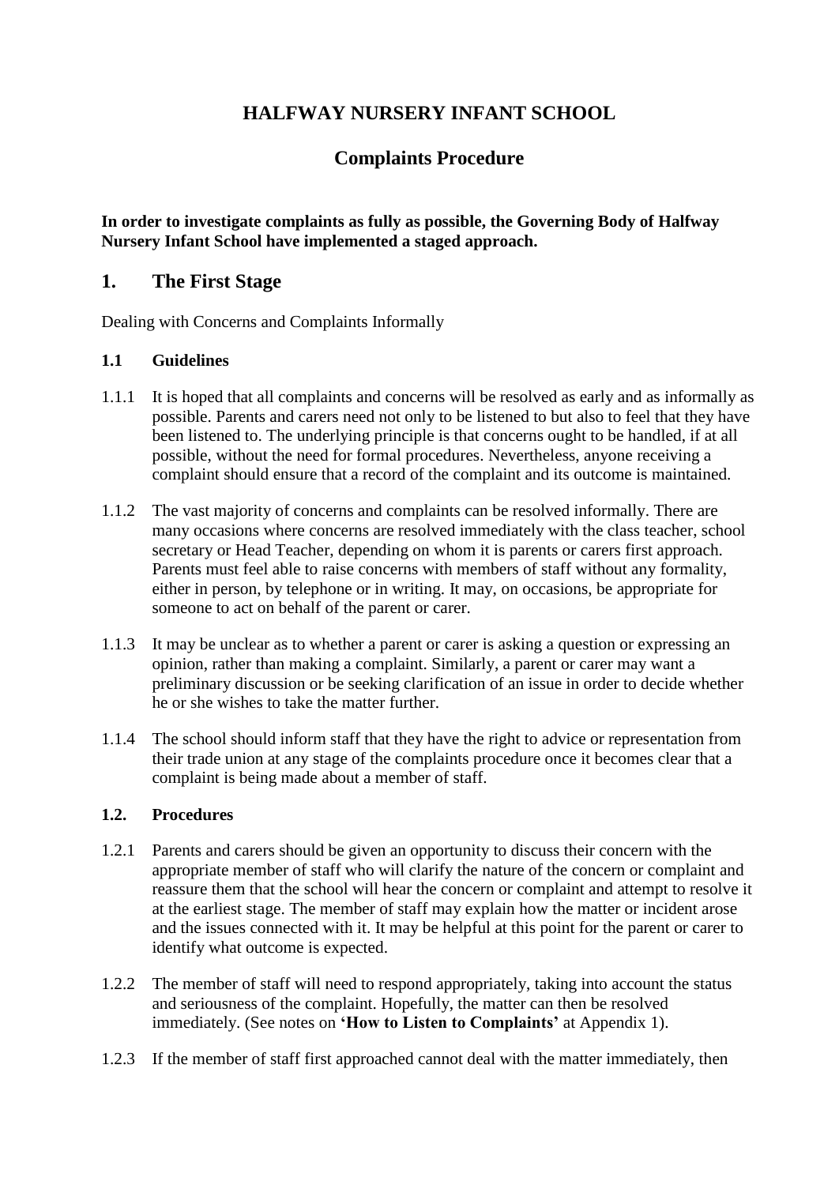# HALFWAY NURSERY INFANT SCHOOL

## Complaints Procedure

**In order to investigate complaints as fully as possible, the Governing Body of Halfway Nursery Infant School have implemented a staged approach.**

## 1. The First Stage

Dealing with Concerns and Complaints Informally

### 1.1 Guidelines

1.1.1 It is hoped that all complaints and concerns will be resolved as early and as informally as possible. Parents and carers need not only to be listened to but also to feel that they have been listened to. The underlying principle is that concerns ought to be handled, if at all possible, without the need for formal procedures. Nevertheless, anyone receiving a complaint should ensure that a record of the complaint and its outcome is maintained.

1.1.2 The vast majority of concerns and complaints can be resolved informally. There are many occasions where concerns are resolved immediately with the class teacher, school secretary or Head Teacher, depending on whom it is parents or carers first approach. Parents must feel able to raise concerns with members of staff without any formality, either in person, by telephone or in writing. It may, on occasions, be appropriate for someone to act on behalf of the parent or carer.

1.1.3 It may be unclear as to whether a parent or carer is asking a question or expressing an opinion, rather than making a complaint. Similarly, a parent or carer may want a preliminary discussion or be seeking clarification of an issue in order to decide whether he or she wishes to take the matter further.

1.1.4 The school should inform staff that they have the right to advice or representation from their trade union at any stage of the complaints procedure once it becomes clear that a complaint is being made about a member of staff.

### 1.2. Procedures

1.2.1 Parents and carers should be given an opportunity to discuss their concern with the appropriate member of staff who will clarify the nature of the concern or complaint and reassure them that the school will hear the concern or complaint and attempt to resolve it at the earliest stage. The member of staff may explain how the matter or incident arose and the issues connected with it. It may be helpful at this point for the parent or carer to identify what outcome is expected.

1.2.2 The member of staff will need to respond appropriately, taking into account the status and seriousness of the complaint. Hopefully, the matter can then be resolved immediately. (See notes on **'How to Listen to Complaints'** at Appendix 1).

1.2.3 If the member of staff first approached cannot deal with the matter immediately, then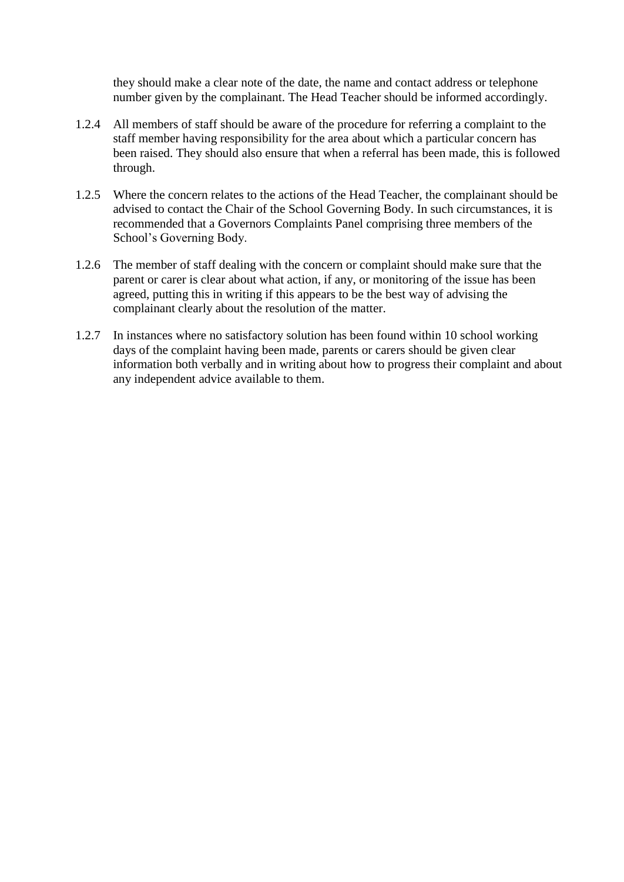they should make a clear note of the date, the name and contact address or telephone number given by the complainant. The Head Teacher should be informed accordingly.

1.2.4 All members of staff should be aware of the procedure for referring a complaint to the staff member having responsibility for the area about which a particular concern has been raised. They should also ensure that when a referral has been made, this is followed through.

1.2.5 Where the concern relates to the actions of the Head Teacher, the complainant should be advised to contact the Chair of the School Governing Body. In such circumstances, it is recommended that a Governors Complaints Panel comprising three members of the School's Governing Body.

1.2.6 The member of staff dealing with the concern or complaint should make sure that the parent or carer is clear about what action, if any, or monitoring of the issue has been agreed, putting this in writing if this appears to be the best way of advising the complainant clearly about the resolution of the matter.

1.2.7 In instances where no satisfactory solution has been found within 10 school working days of the complaint having been made, parents or carers should be given clear information both verbally and in writing about how to progress their complaint and about any independent advice available to them.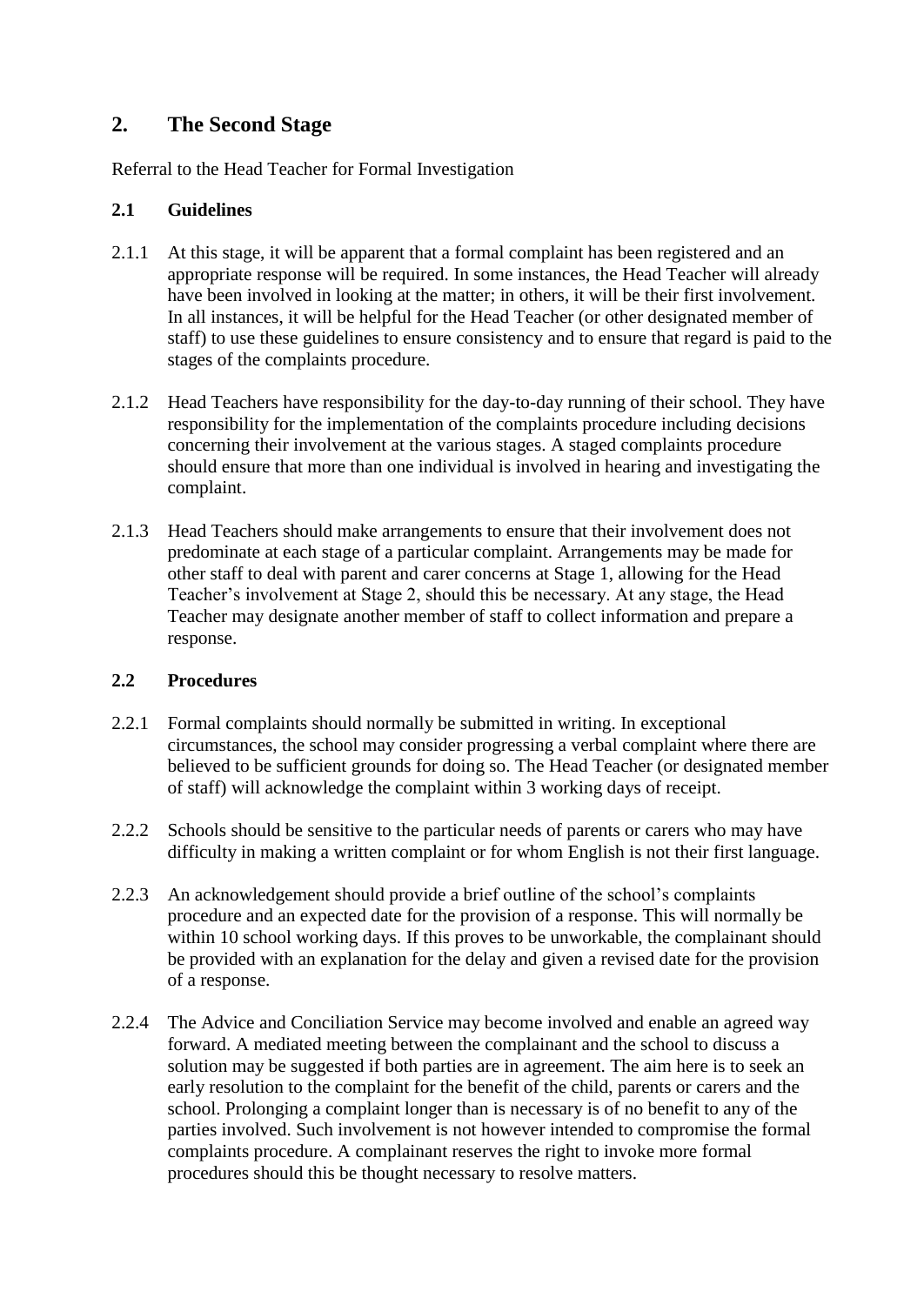## 2. The Second Stage

Referral to the Head Teacher for Formal Investigation

### 2.1 Guidelines

2.1.1 At this stage, it will be apparent that a formal complaint has been registered and an appropriate response will be required. In some instances, the Head Teacher will already have been involved in looking at the matter; in others, it will be their first involvement. In all instances, it will be helpful for the Head Teacher (or other designated member of staff) to use these guidelines to ensure consistency and to ensure that regard is paid to the stages of the complaints procedure.

2.1.2 Head Teachers have responsibility for the day-to-day running of their school. They have responsibility for the implementation of the complaints procedure including decisions concerning their involvement at the various stages. A staged complaints procedure should ensure that more than one individual is involved in hearing and investigating the complaint.

2.1.3 Head Teachers should make arrangements to ensure that their involvement does not predominate at each stage of a particular complaint. Arrangements may be made for other staff to deal with parent and carer concerns at Stage 1, allowing for the Head Teacher's involvement at Stage 2, should this be necessary. At any stage, the Head Teacher may designate another member of staff to collect information and prepare a response.

### 2.2 Procedures

2.2.1 Formal complaints should normally be submitted in writing. In exceptional circumstances, the school may consider progressing a verbal complaint where there are believed to be sufficient grounds for doing so. The Head Teacher (or designated member of staff) will acknowledge the complaint within 3 working days of receipt.

2.2.2 Schools should be sensitive to the particular needs of parents or carers who may have difficulty in making a written complaint or for whom English is not their first language.

2.2.3 An acknowledgement should provide a brief outline of the school's complaints procedure and an expected date for the provision of a response. This will normally be within 10 school working days. If this proves to be unworkable, the complainant should be provided with an explanation for the delay and given a revised date for the provision of a response.

2.2.4 The Advice and Conciliation Service may become involved and enable an agreed way forward. A mediated meeting between the complainant and the school to discuss a solution may be suggested if both parties are in agreement. The aim here is to seek an early resolution to the complaint for the benefit of the child, parents or carers and the school. Prolonging a complaint longer than is necessary is of no benefit to any of the parties involved. Such involvement is not however intended to compromise the formal complaints procedure. A complainant reserves the right to invoke more formal procedures should this be thought necessary to resolve matters.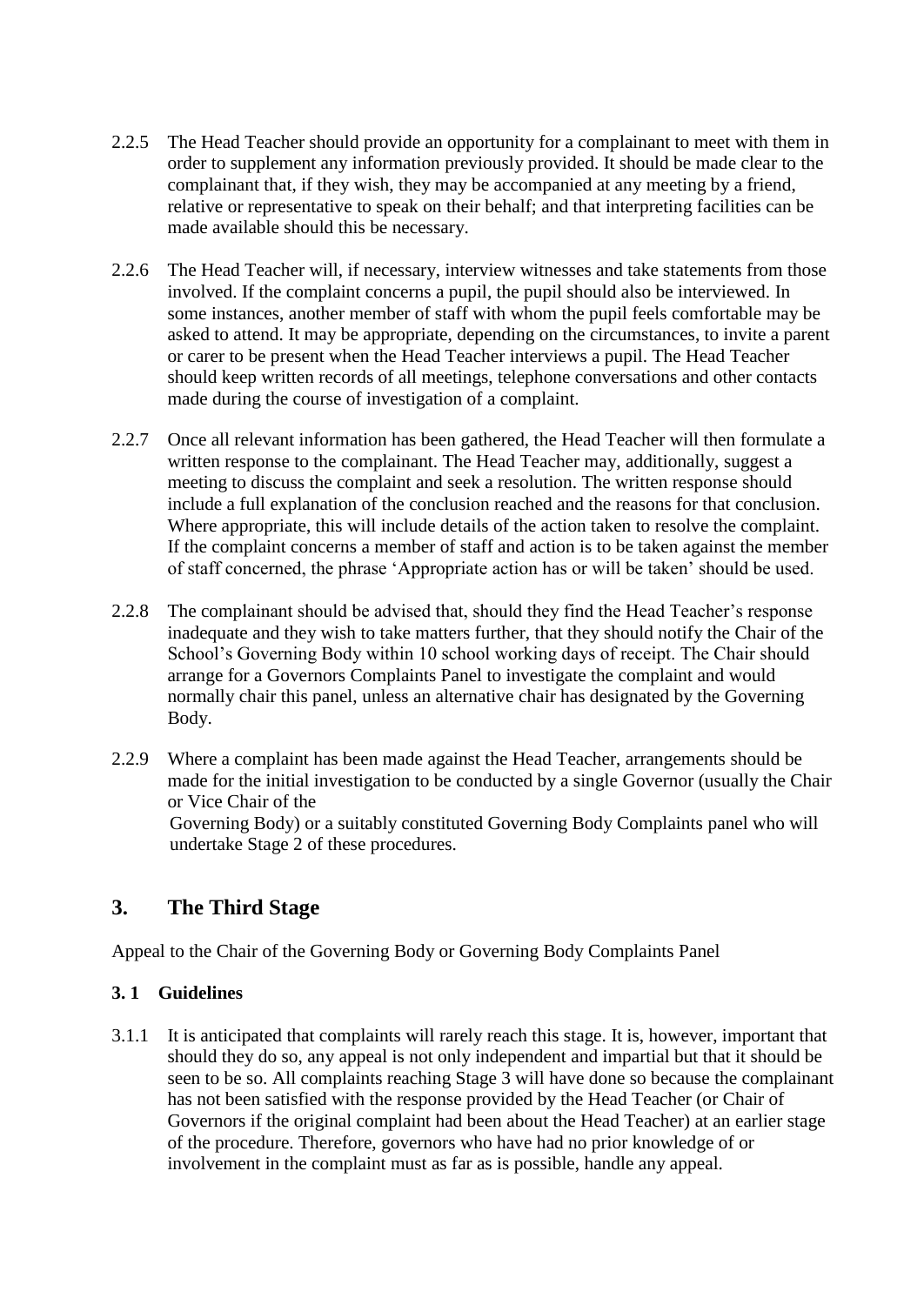2.2.5 The Head Teacher should provide an opportunity for a complainant to meet with them in order to supplement any information previously provided. It should be made clear to the complainant that, if they wish, they may be accompanied at any meeting by a friend, relative or representative to speak on their behalf; and that interpreting facilities can be made available should this be necessary.

2.2.6 The Head Teacher will, if necessary, interview witnesses and take statements from those involved. If the complaint concerns a pupil, the pupil should also be interviewed. In some instances, another member of staff with whom the pupil feels comfortable may be asked to attend. It may be appropriate, depending on the circumstances, to invite a parent or carer to be present when the Head Teacher interviews a pupil. The Head Teacher should keep written records of all meetings, telephone conversations and other contacts made during the course of investigation of a complaint.

2.2.7 Once all relevant information has been gathered, the Head Teacher will then formulate a written response to the complainant. The Head Teacher may, additionally, suggest a meeting to discuss the complaint and seek a resolution. The written response should include a full explanation of the conclusion reached and the reasons for that conclusion. Where appropriate, this will include details of the action taken to resolve the complaint. If the complaint concerns a member of staff and action is to be taken against the member of staff concerned, the phrase 'Appropriate action has or will be taken' should be used.

2.2.8 The complainant should be advised that, should they find the Head Teacher's response inadequate and they wish to take matters further, that they should notify the Chair of the School's Governing Body within 10 school working days of receipt. The Chair should arrange for a Governors Complaints Panel to investigate the complaint and would normally chair this panel, unless an alternative chair has designated by the Governing Body.

2.2.9 Where a complaint has been made against the Head Teacher, arrangements should be made for the initial investigation to be conducted by a single Governor (usually the Chair or Vice Chair of the Governing Body) or a suitably constituted Governing Body Complaints panel who will undertake Stage 2 of these procedures.

## 3. The Third Stage

Appeal to the Chair of the Governing Body or Governing Body Complaints Panel

### 3. 1 Guidelines

3.1.1 It is anticipated that complaints will rarely reach this stage. It is, however, important that should they do so, any appeal is not only independent and impartial but that it should be seen to be so. All complaints reaching Stage 3 will have done so because the complainant has not been satisfied with the response provided by the Head Teacher (or Chair of Governors if the original complaint had been about the Head Teacher) at an earlier stage of the procedure. Therefore, governors who have had no prior knowledge of or involvement in the complaint must as far as is possible, handle any appeal.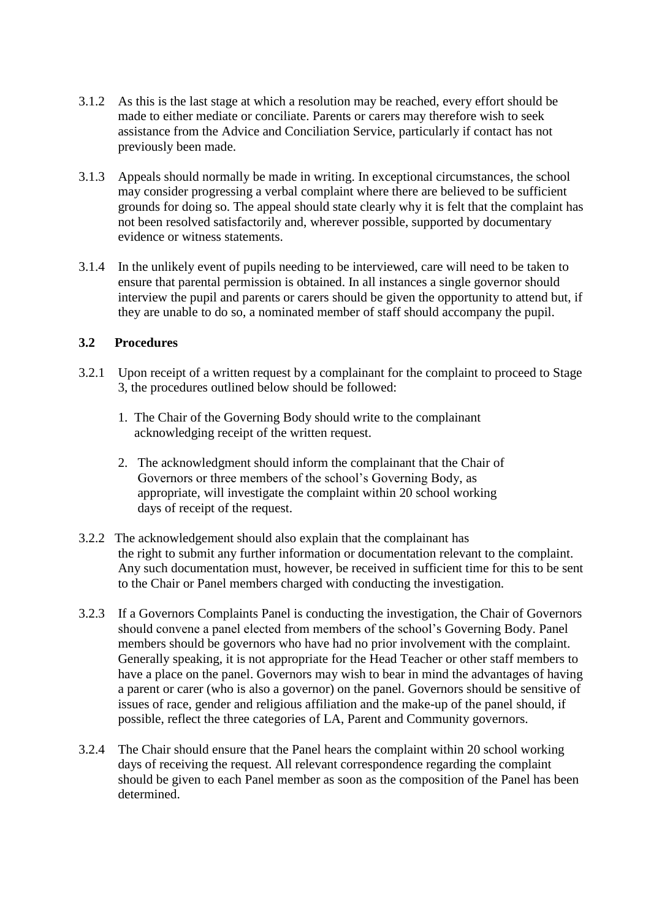3.1.2 As this is the last stage at which a resolution may be reached, every effort should be made to either mediate or conciliate. Parents or carers may therefore wish to seek assistance from the Advice and Conciliation Service, particularly if contact has not previously been made.

3.1.3 Appeals should normally be made in writing. In exceptional circumstances, the school may consider progressing a verbal complaint where there are believed to be sufficient grounds for doing so. The appeal should state clearly why it is felt that the complaint has not been resolved satisfactorily and, wherever possible, supported by documentary evidence or witness statements.

3.1.4 In the unlikely event of pupils needing to be interviewed, care will need to be taken to ensure that parental permission is obtained. In all instances a single governor should interview the pupil and parents or carers should be given the opportunity to attend but, if they are unable to do so, a nominated member of staff should accompany the pupil.

**3.2 Procedures**

3.2.1 Upon receipt of a written request by a complainant for the complaint to proceed to Stage 3, the procedures outlined below should be followed:

1. The Chair of the Governing Body should write to the complainant acknowledging receipt of the written request.
2. The acknowledgment should inform the complainant that the Chair of Governors or three members of the school's Governing Body, as appropriate, will investigate the complaint within 20 school working days of receipt of the request.

3.2.2 The acknowledgement should also explain that the complainant has the right to submit any further information or documentation relevant to the complaint. Any such documentation must, however, be received in sufficient time for this to be sent to the Chair or Panel members charged with conducting the investigation.

3.2.3 If a Governors Complaints Panel is conducting the investigation, the Chair of Governors should convene a panel elected from members of the school's Governing Body. Panel members should be governors who have had no prior involvement with the complaint. Generally speaking, it is not appropriate for the Head Teacher or other staff members to have a place on the panel. Governors may wish to bear in mind the advantages of having a parent or carer (who is also a governor) on the panel. Governors should be sensitive of issues of race, gender and religious affiliation and the make-up of the panel should, if possible, reflect the three categories of LA, Parent and Community governors.

3.2.4 The Chair should ensure that the Panel hears the complaint within 20 school working days of receiving the request. All relevant correspondence regarding the complaint should be given to each Panel member as soon as the composition of the Panel has been determined.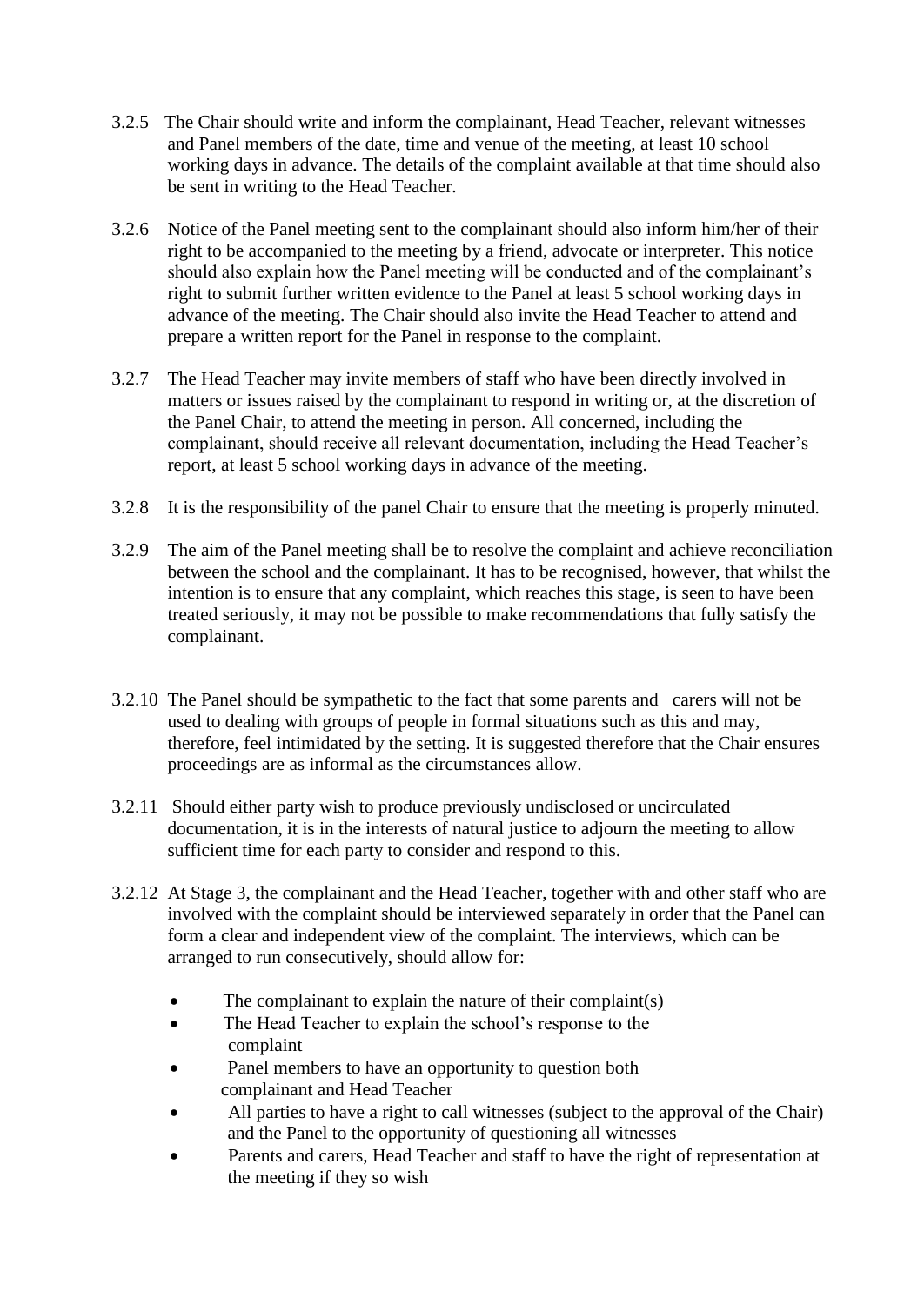3.2.5 The Chair should write and inform the complainant, Head Teacher, relevant witnesses and Panel members of the date, time and venue of the meeting, at least 10 school working days in advance. The details of the complaint available at that time should also be sent in writing to the Head Teacher.

3.2.6 Notice of the Panel meeting sent to the complainant should also inform him/her of their right to be accompanied to the meeting by a friend, advocate or interpreter. This notice should also explain how the Panel meeting will be conducted and of the complainant's right to submit further written evidence to the Panel at least 5 school working days in advance of the meeting. The Chair should also invite the Head Teacher to attend and prepare a written report for the Panel in response to the complaint.

3.2.7 The Head Teacher may invite members of staff who have been directly involved in matters or issues raised by the complainant to respond in writing or, at the discretion of the Panel Chair, to attend the meeting in person. All concerned, including the complainant, should receive all relevant documentation, including the Head Teacher's report, at least 5 school working days in advance of the meeting.

3.2.8 It is the responsibility of the panel Chair to ensure that the meeting is properly minuted.

3.2.9 The aim of the Panel meeting shall be to resolve the complaint and achieve reconciliation between the school and the complainant. It has to be recognised, however, that whilst the intention is to ensure that any complaint, which reaches this stage, is seen to have been treated seriously, it may not be possible to make recommendations that fully satisfy the complainant.

3.2.10 The Panel should be sympathetic to the fact that some parents and carers will not be used to dealing with groups of people in formal situations such as this and may, therefore, feel intimidated by the setting. It is suggested therefore that the Chair ensures proceedings are as informal as the circumstances allow.

3.2.11 Should either party wish to produce previously undisclosed or uncirculated documentation, it is in the interests of natural justice to adjourn the meeting to allow sufficient time for each party to consider and respond to this.

3.2.12 At Stage 3, the complainant and the Head Teacher, together with and other staff who are involved with the complaint should be interviewed separately in order that the Panel can form a clear and independent view of the complaint. The interviews, which can be arranged to run consecutively, should allow for:

- The complainant to explain the nature of their complaint(s)
- The Head Teacher to explain the school's response to the complaint
- Panel members to have an opportunity to question both complainant and Head Teacher
- All parties to have a right to call witnesses (subject to the approval of the Chair) and the Panel to the opportunity of questioning all witnesses
- Parents and carers, Head Teacher and staff to have the right of representation at the meeting if they so wish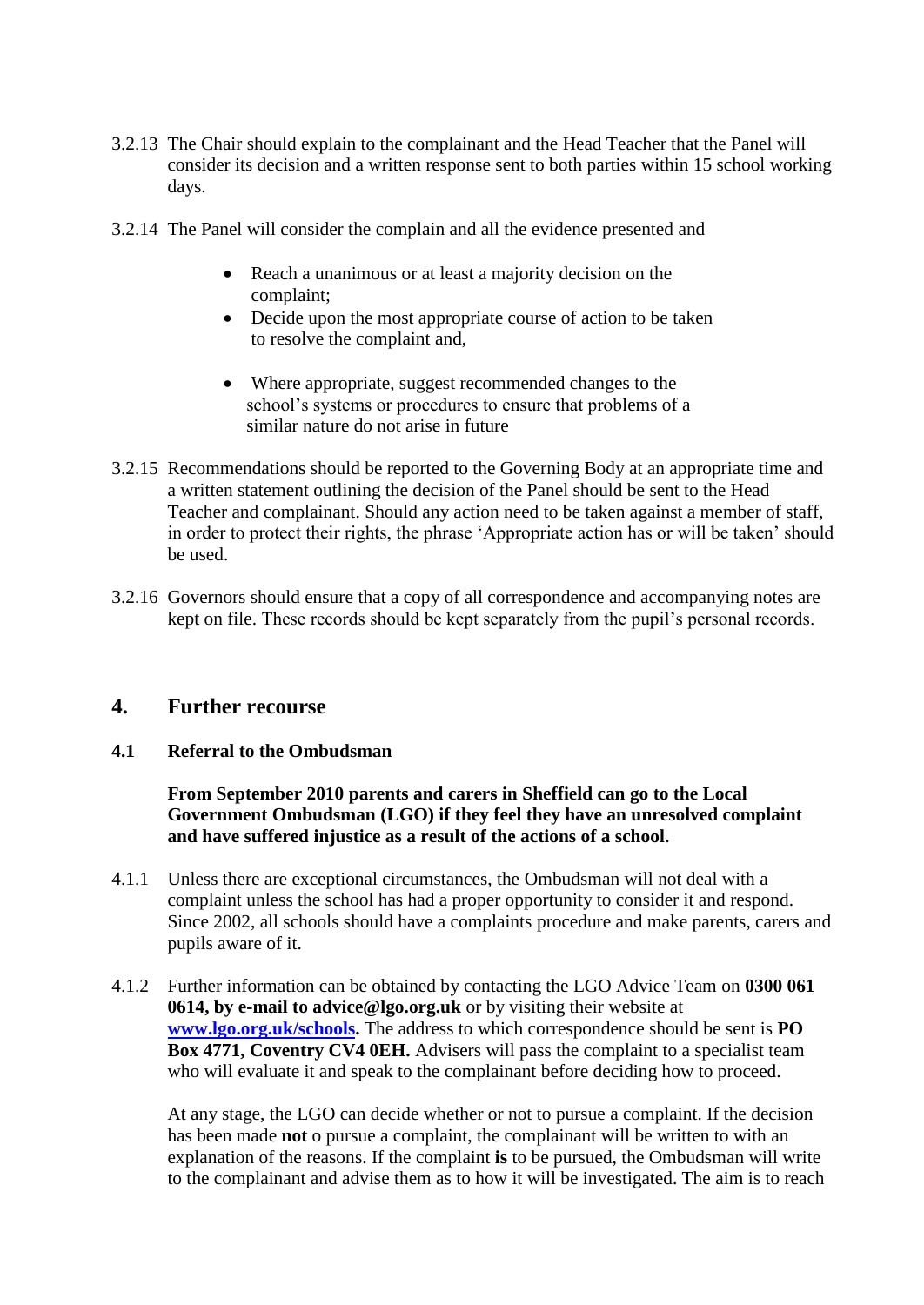3.2.13 The Chair should explain to the complainant and the Head Teacher that the Panel will consider its decision and a written response sent to both parties within 15 school working days.

3.2.14 The Panel will consider the complain and all the evidence presented and

- Reach a unanimous or at least a majority decision on the complaint;
- Decide upon the most appropriate course of action to be taken to resolve the complaint and,
- Where appropriate, suggest recommended changes to the school's systems or procedures to ensure that problems of a similar nature do not arise in future

3.2.15 Recommendations should be reported to the Governing Body at an appropriate time and a written statement outlining the decision of the Panel should be sent to the Head Teacher and complainant. Should any action need to be taken against a member of staff, in order to protect their rights, the phrase 'Appropriate action has or will be taken' should be used.

3.2.16 Governors should ensure that a copy of all correspondence and accompanying notes are kept on file. These records should be kept separately from the pupil's personal records.

## 4. Further recourse

### 4.1 Referral to the Ombudsman

**From September 2010 parents and carers in Sheffield can go to the Local Government Ombudsman (LGO) if they feel they have an unresolved complaint and have suffered injustice as a result of the actions of a school.**

4.1.1 Unless there are exceptional circumstances, the Ombudsman will not deal with a complaint unless the school has had a proper opportunity to consider it and respond. Since 2002, all schools should have a complaints procedure and make parents, carers and pupils aware of it.

4.1.2 Further information can be obtained by contacting the LGO Advice Team on **0300 061 0614, by e-mail to advice@lgo.org.uk** or by visiting their website at **www.lgo.org.uk/schools.** The address to which correspondence should be sent is **PO Box 4771, Coventry CV4 0EH.** Advisers will pass the complaint to a specialist team who will evaluate it and speak to the complainant before deciding how to proceed.

At any stage, the LGO can decide whether or not to pursue a complaint. If the decision has been made **not** o pursue a complaint, the complainant will be written to with an explanation of the reasons. If the complaint **is** to be pursued, the Ombudsman will write to the complainant and advise them as to how it will be investigated. The aim is to reach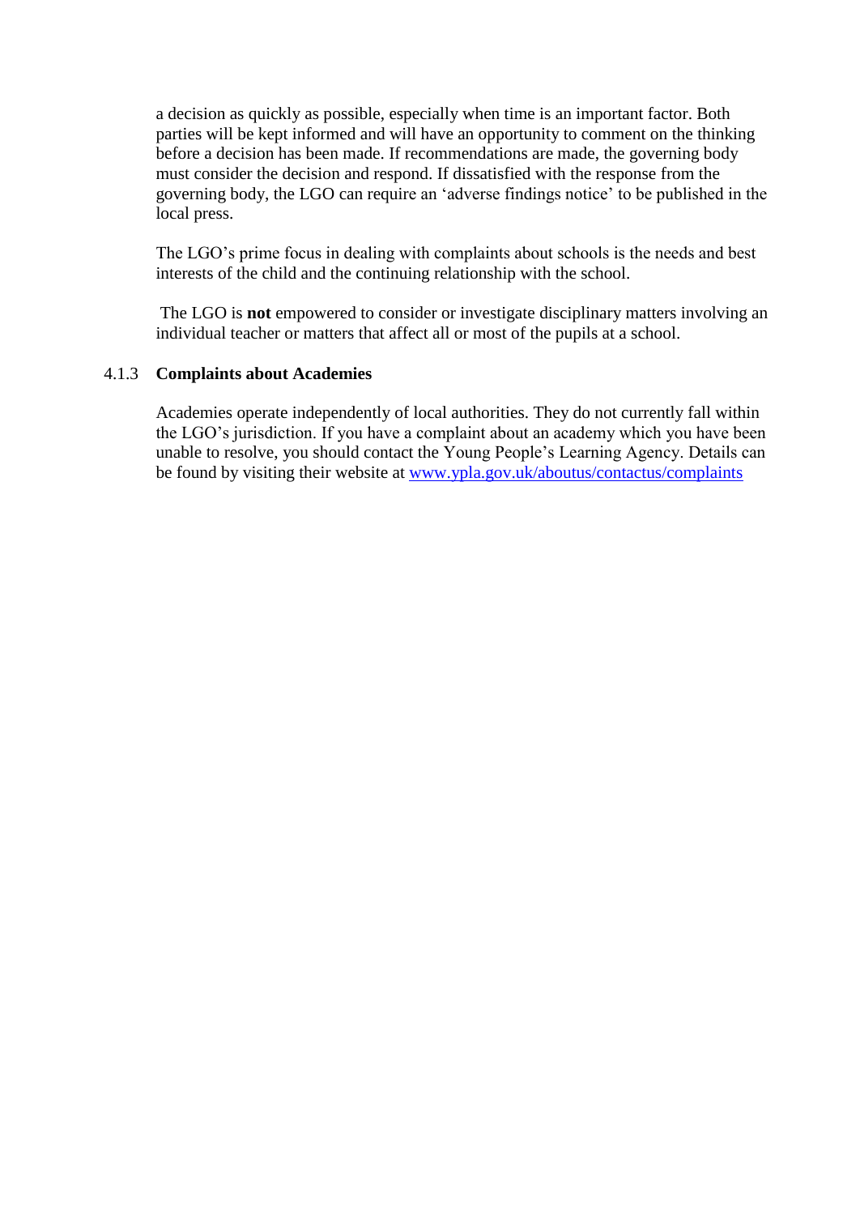a decision as quickly as possible, especially when time is an important factor. Both parties will be kept informed and will have an opportunity to comment on the thinking before a decision has been made. If recommendations are made, the governing body must consider the decision and respond. If dissatisfied with the response from the governing body, the LGO can require an 'adverse findings notice' to be published in the local press.

The LGO's prime focus in dealing with complaints about schools is the needs and best interests of the child and the continuing relationship with the school.

The LGO is **not** empowered to consider or investigate disciplinary matters involving an individual teacher or matters that affect all or most of the pupils at a school.

#### 4.1.3 Complaints about Academies

Academies operate independently of local authorities. They do not currently fall within the LGO's jurisdiction. If you have a complaint about an academy which you have been unable to resolve, you should contact the Young People's Learning Agency. Details can be found by visiting their website at [www.ypla.gov.uk/aboutus/contactus/complaints](www.ypla.gov.uk/aboutus/contactus/complaints)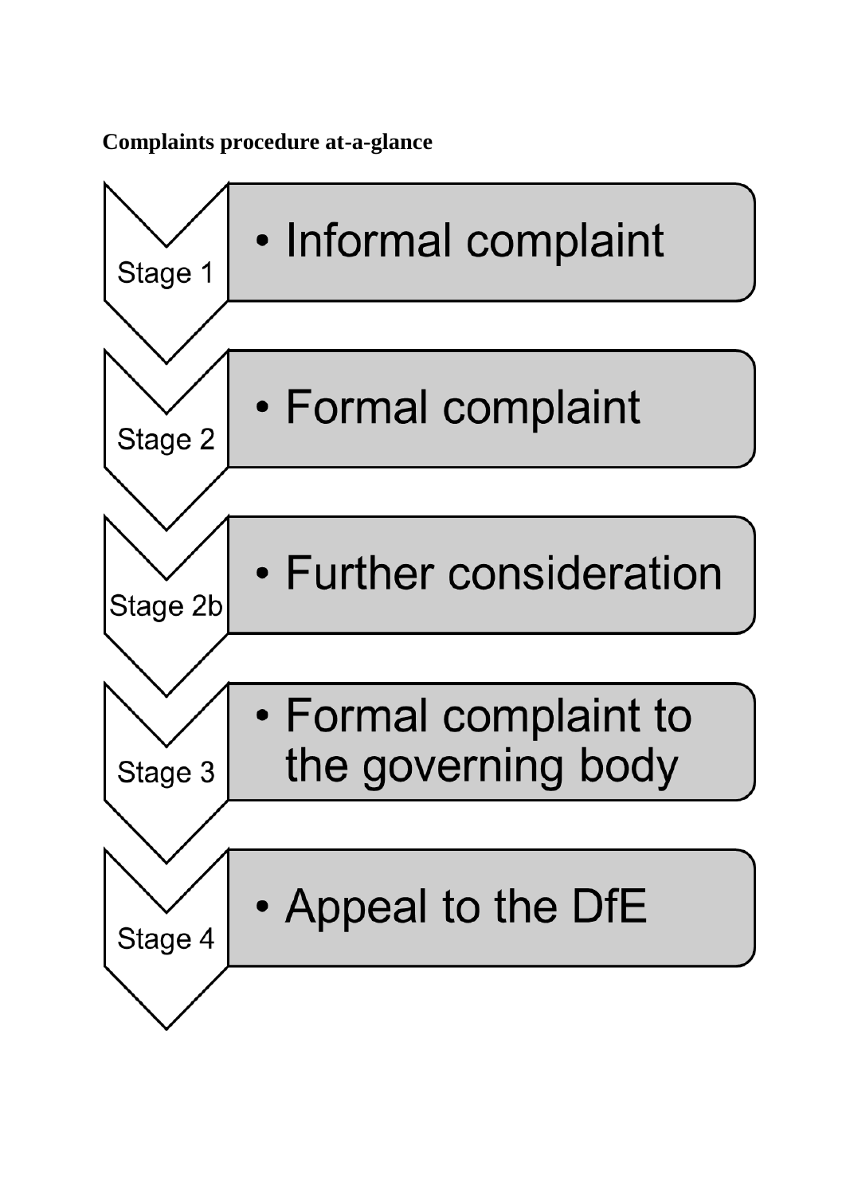**Complaints procedure at-a-glance**

Stage 1
- Informal complaint

Stage 2
- Formal complaint

Stage 2b
- Further consideration

Stage 3
- Formal complaint to the governing body

Stage 4
- Appeal to the DfE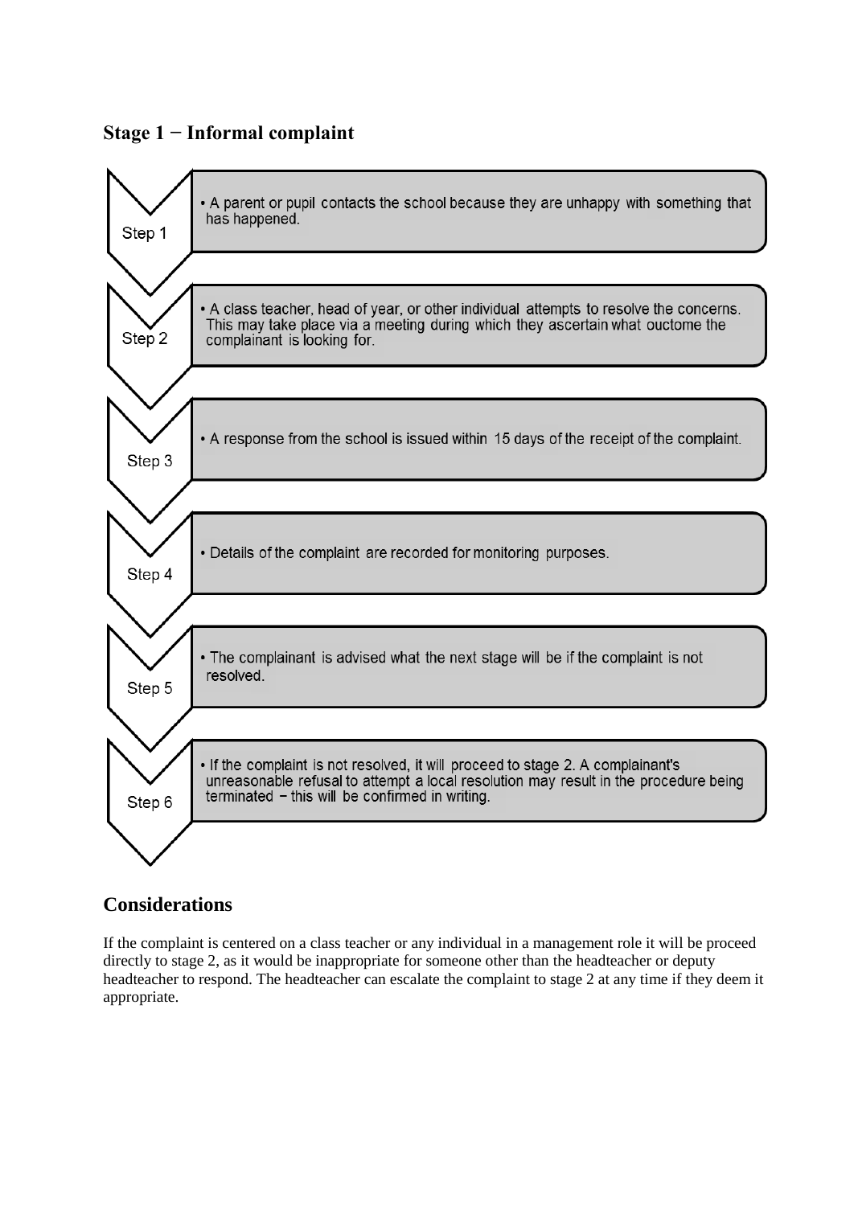## Stage 1 − Informal complaint

**Step 1**

- A parent or pupil contacts the school because they are unhappy with something that has happened.

**Step 2**

- A class teacher, head of year, or other individual attempts to resolve the concerns. This may take place via a meeting during which they ascertain what ouctome the complainant is looking for.

**Step 3**

- A response from the school is issued within 15 days of the receipt of the complaint.

**Step 4**

- Details of the complaint are recorded for monitoring purposes.

**Step 5**

- The complainant is advised what the next stage will be if the complaint is not resolved.

**Step 6**

- If the complaint is not resolved, it will proceed to stage 2. A complainant's unreasonable refusal to attempt a local resolution may result in the procedure being terminated − this will be confirmed in writing.

## Considerations

If the complaint is centered on a class teacher or any individual in a management role it will be proceed directly to stage 2, as it would be inappropriate for someone other than the headteacher or deputy headteacher to respond. The headteacher can escalate the complaint to stage 2 at any time if they deem it appropriate.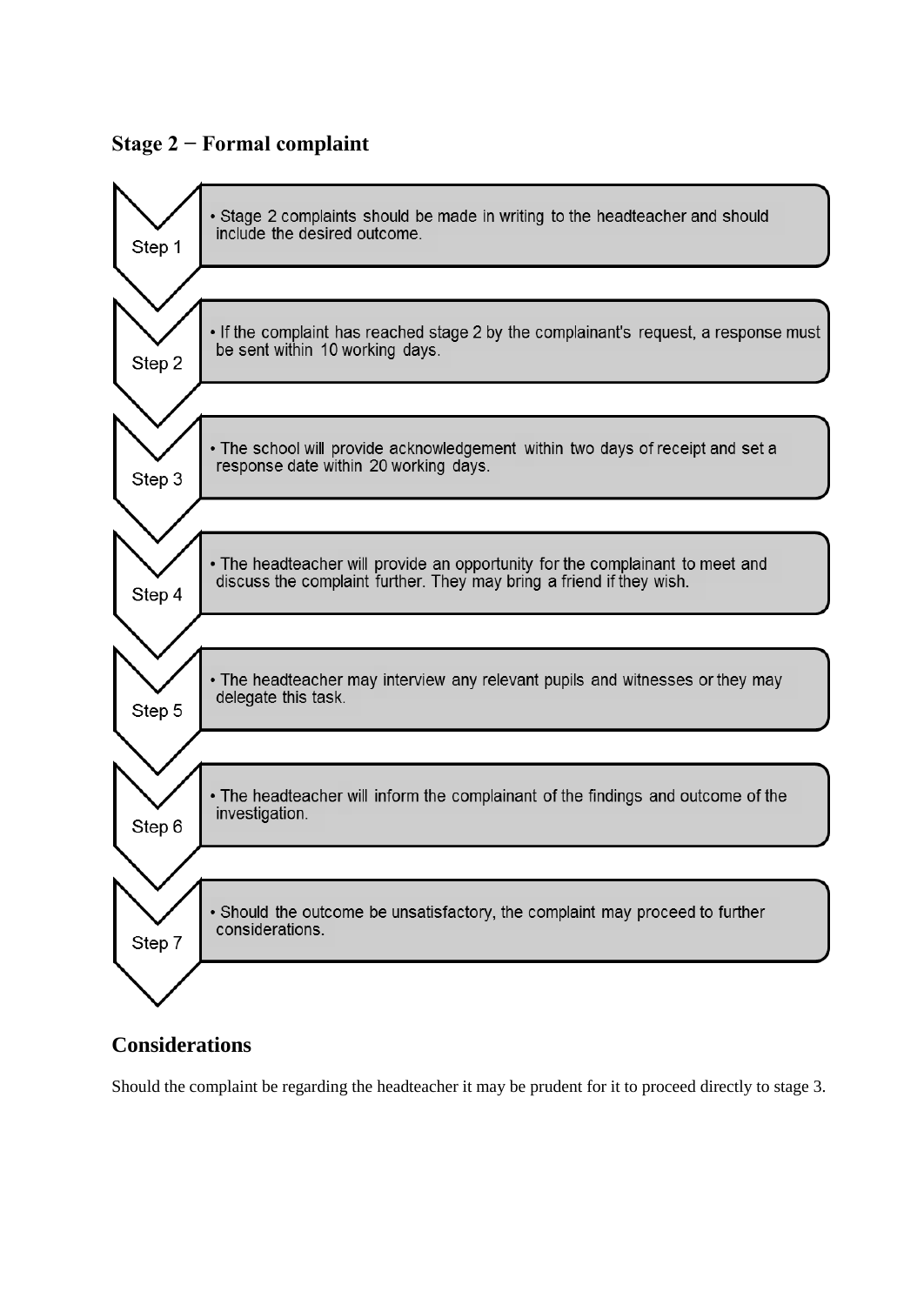## Stage 2 − Formal complaint

**Step 1**

- Stage 2 complaints should be made in writing to the headteacher and should include the desired outcome.

**Step 2**

- If the complaint has reached stage 2 by the complainant's request, a response must be sent within 10 working days.

**Step 3**

- The school will provide acknowledgement within two days of receipt and set a response date within 20 working days.

**Step 4**

- The headteacher will provide an opportunity for the complainant to meet and discuss the complaint further. They may bring a friend if they wish.

**Step 5**

- The headteacher may interview any relevant pupils and witnesses or they may delegate this task.

**Step 6**

- The headteacher will inform the complainant of the findings and outcome of the investigation.

**Step 7**

- Should the outcome be unsatisfactory, the complaint may proceed to further considerations.

## Considerations

Should the complaint be regarding the headteacher it may be prudent for it to proceed directly to stage 3.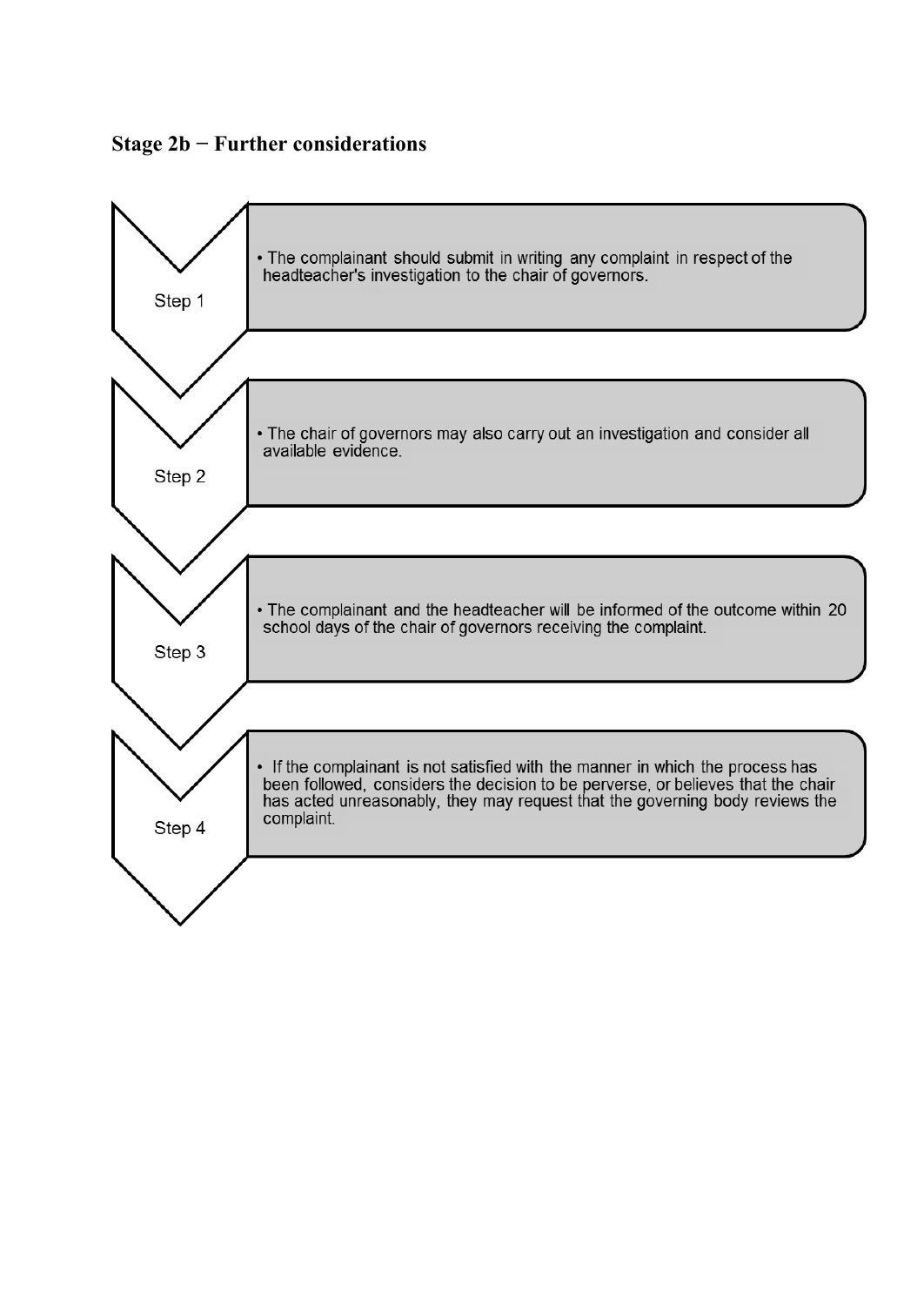**Stage 2b − Further considerations**

Step 1

- The complainant should submit in writing any complaint in respect of the headteacher's investigation to the chair of governors.

Step 2

- The chair of governors may also carry out an investigation and consider all available evidence.

Step 3

- The complainant and the headteacher will be informed of the outcome within 20 school days of the chair of governors receiving the complaint.

Step 4

- If the complainant is not satisfied with the manner in which the process has been followed, considers the decision to be perverse, or believes that the chair has acted unreasonably, they may request that the governing body reviews the complaint.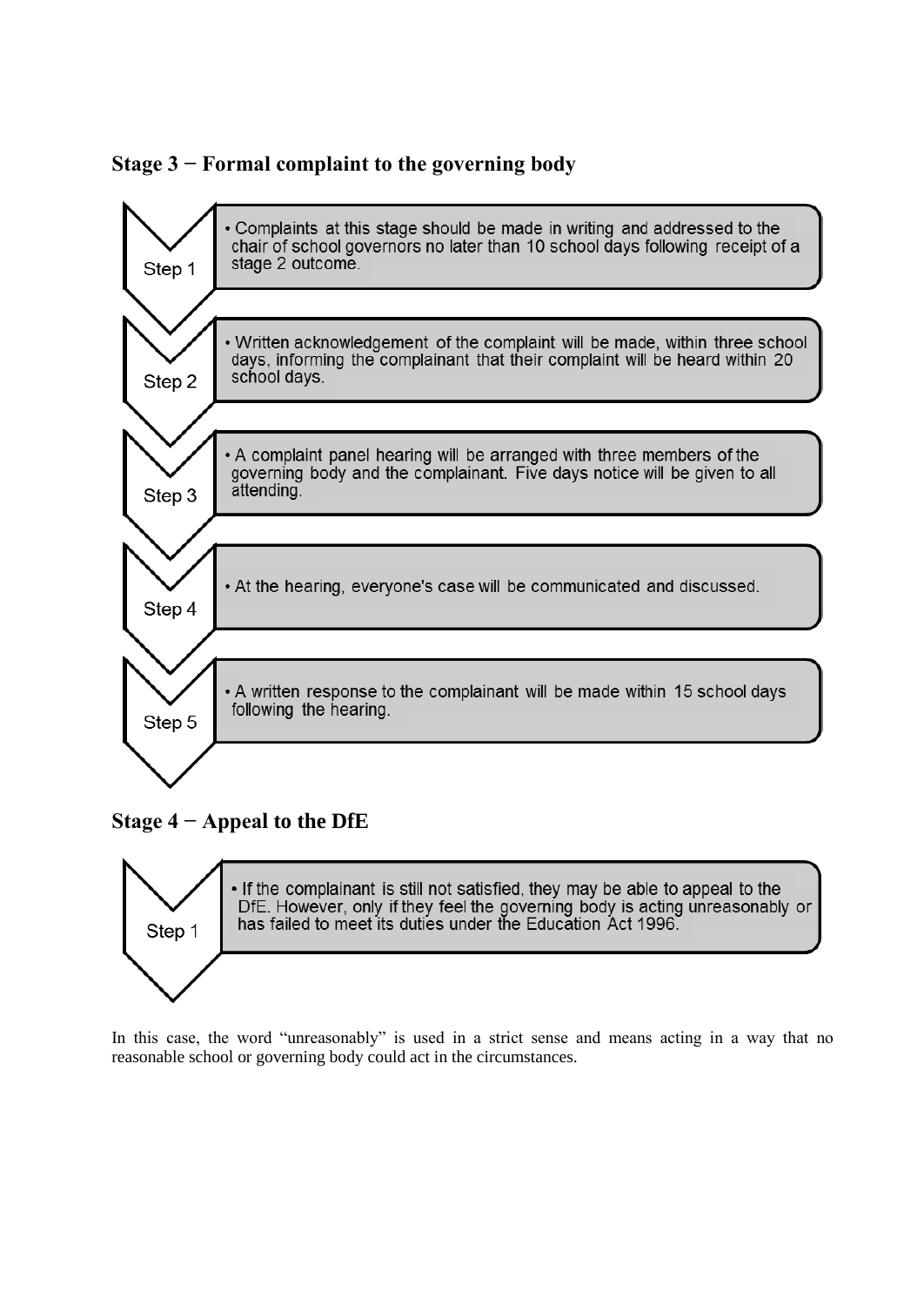## Stage 3 − Formal complaint to the governing body

**Step 1**

- Complaints at this stage should be made in writing and addressed to the chair of school governors no later than 10 school days following receipt of a stage 2 outcome.

**Step 2**

- Written acknowledgement of the complaint will be made, within three school days, informing the complainant that their complaint will be heard within 20 school days.

**Step 3**

- A complaint panel hearing will be arranged with three members of the governing body and the complainant. Five days notice will be given to all attending.

**Step 4**

- At the hearing, everyone's case will be communicated and discussed.

**Step 5**

- A written response to the complainant will be made within 15 school days following the hearing.

## Stage 4 − Appeal to the DfE

**Step 1**

- If the complainant is still not satisfied, they may be able to appeal to the DfE. However, only if they feel the governing body is acting unreasonably or has failed to meet its duties under the Education Act 1996.

In this case, the word "unreasonably" is used in a strict sense and means acting in a way that no reasonable school or governing body could act in the circumstances.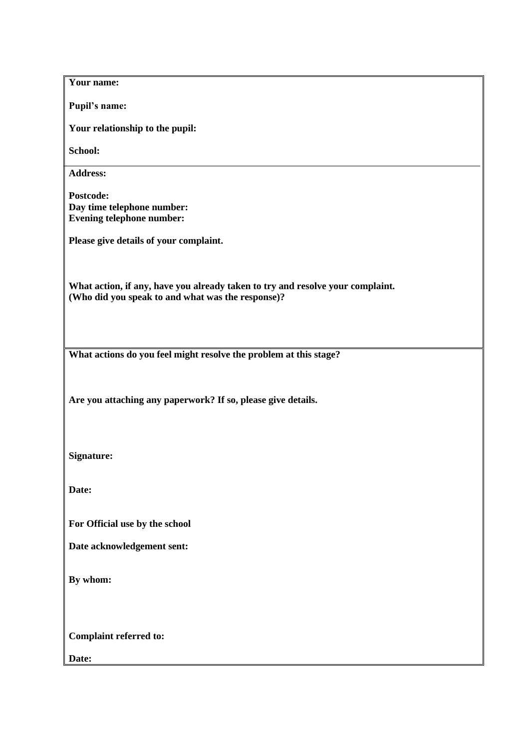**Your name:**

**Pupil's name:**

**Your relationship to the pupil:**

**School:**

**Address:**

**Postcode:**
**Day time telephone number:**
**Evening telephone number:**

**Please give details of your complaint.**

**What action, if any, have you already taken to try and resolve your complaint.**
**(Who did you speak to and what was the response)?**

**What actions do you feel might resolve the problem at this stage?**

**Are you attaching any paperwork? If so, please give details.**

**Signature:**

**Date:**

**For Official use by the school**

**Date acknowledgement sent:**

**By whom:**

**Complaint referred to:**

**Date:**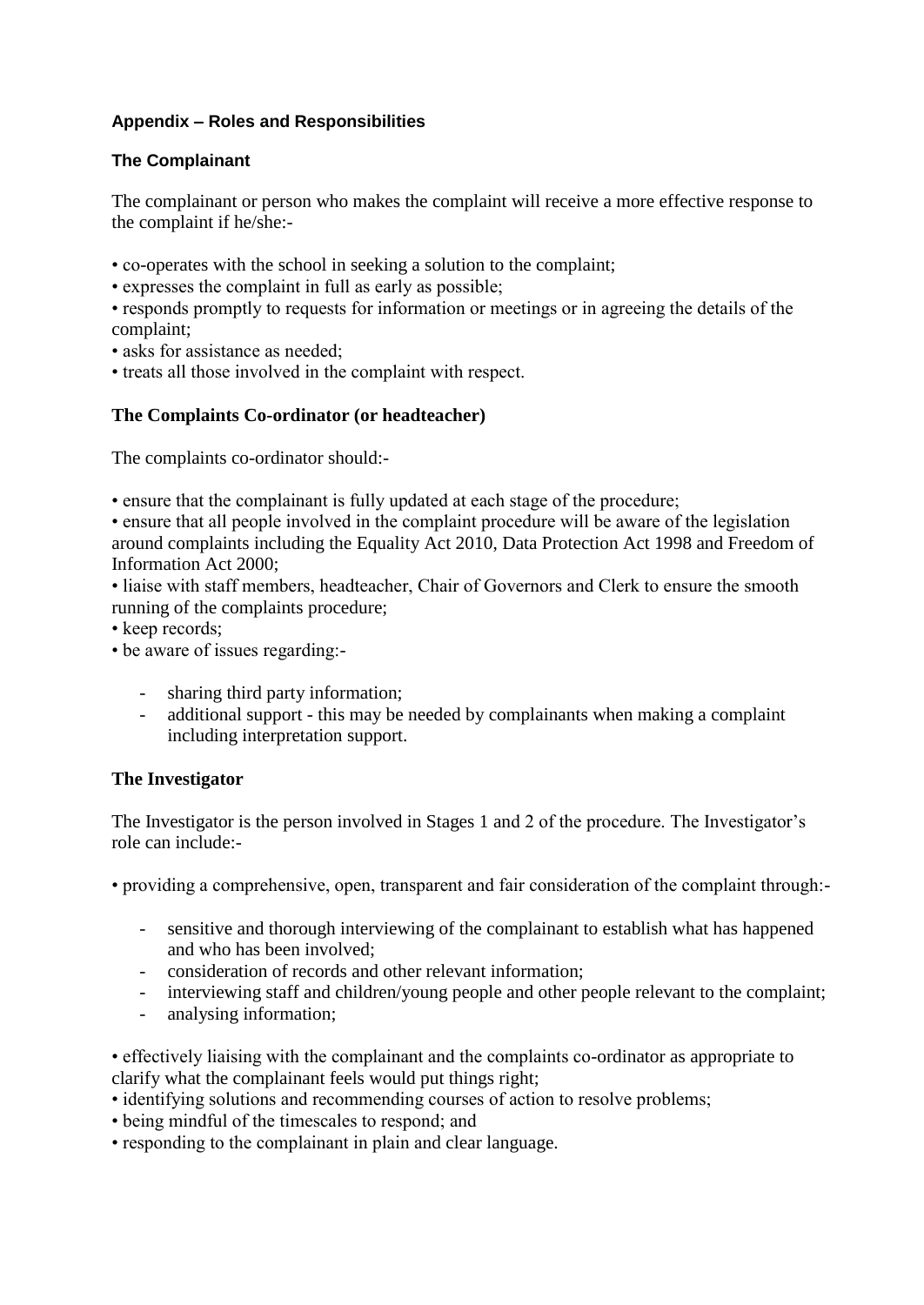## Appendix – Roles and Responsibilities

### The Complainant

The complainant or person who makes the complaint will receive a more effective response to the complaint if he/she:-

- co-operates with the school in seeking a solution to the complaint;
- expresses the complaint in full as early as possible;
- responds promptly to requests for information or meetings or in agreeing the details of the complaint;
- asks for assistance as needed;
- treats all those involved in the complaint with respect.

### The Complaints Co-ordinator (or headteacher)

The complaints co-ordinator should:-

- ensure that the complainant is fully updated at each stage of the procedure;
- ensure that all people involved in the complaint procedure will be aware of the legislation around complaints including the Equality Act 2010, Data Protection Act 1998 and Freedom of Information Act 2000;
- liaise with staff members, headteacher, Chair of Governors and Clerk to ensure the smooth running of the complaints procedure;
- keep records;
- be aware of issues regarding:-
  - sharing third party information;
  - additional support - this may be needed by complainants when making a complaint including interpretation support.

### The Investigator

The Investigator is the person involved in Stages 1 and 2 of the procedure. The Investigator's role can include:-

- providing a comprehensive, open, transparent and fair consideration of the complaint through:-
  - sensitive and thorough interviewing of the complainant to establish what has happened and who has been involved;
  - consideration of records and other relevant information;
  - interviewing staff and children/young people and other people relevant to the complaint;
  - analysing information;
- effectively liaising with the complainant and the complaints co-ordinator as appropriate to clarify what the complainant feels would put things right;
- identifying solutions and recommending courses of action to resolve problems;
- being mindful of the timescales to respond; and
- responding to the complainant in plain and clear language.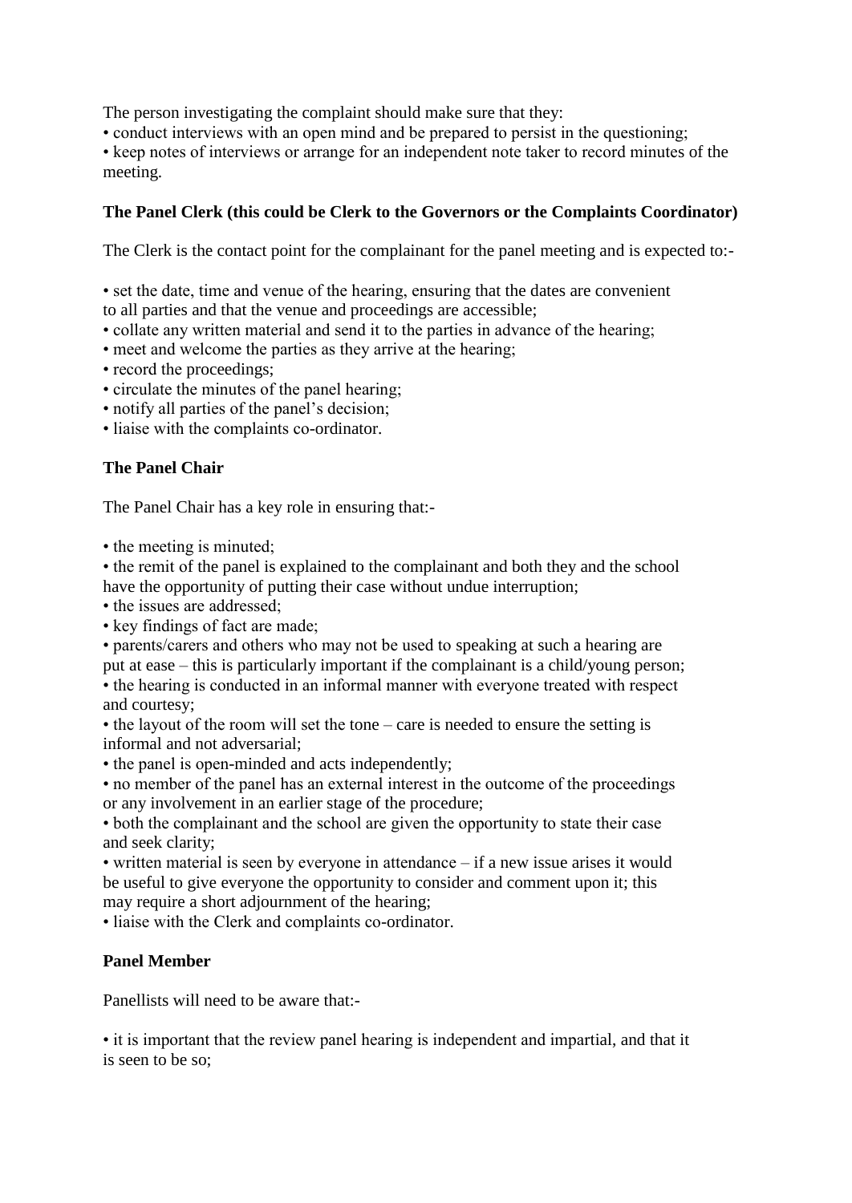The person investigating the complaint should make sure that they:

- conduct interviews with an open mind and be prepared to persist in the questioning;
- keep notes of interviews or arrange for an independent note taker to record minutes of the meeting.

**The Panel Clerk (this could be Clerk to the Governors or the Complaints Coordinator)**

The Clerk is the contact point for the complainant for the panel meeting and is expected to:-

- set the date, time and venue of the hearing, ensuring that the dates are convenient to all parties and that the venue and proceedings are accessible;
- collate any written material and send it to the parties in advance of the hearing;
- meet and welcome the parties as they arrive at the hearing;
- record the proceedings;
- circulate the minutes of the panel hearing;
- notify all parties of the panel's decision;
- liaise with the complaints co-ordinator.

**The Panel Chair**

The Panel Chair has a key role in ensuring that:-

- the meeting is minuted;
- the remit of the panel is explained to the complainant and both they and the school have the opportunity of putting their case without undue interruption;
- the issues are addressed;
- key findings of fact are made;
- parents/carers and others who may not be used to speaking at such a hearing are put at ease – this is particularly important if the complainant is a child/young person;
- the hearing is conducted in an informal manner with everyone treated with respect and courtesy;
- the layout of the room will set the tone – care is needed to ensure the setting is informal and not adversarial;
- the panel is open-minded and acts independently;
- no member of the panel has an external interest in the outcome of the proceedings or any involvement in an earlier stage of the procedure;
- both the complainant and the school are given the opportunity to state their case and seek clarity;
- written material is seen by everyone in attendance – if a new issue arises it would be useful to give everyone the opportunity to consider and comment upon it; this may require a short adjournment of the hearing;
- liaise with the Clerk and complaints co-ordinator.

**Panel Member**

Panellists will need to be aware that:-

- it is important that the review panel hearing is independent and impartial, and that it is seen to be so;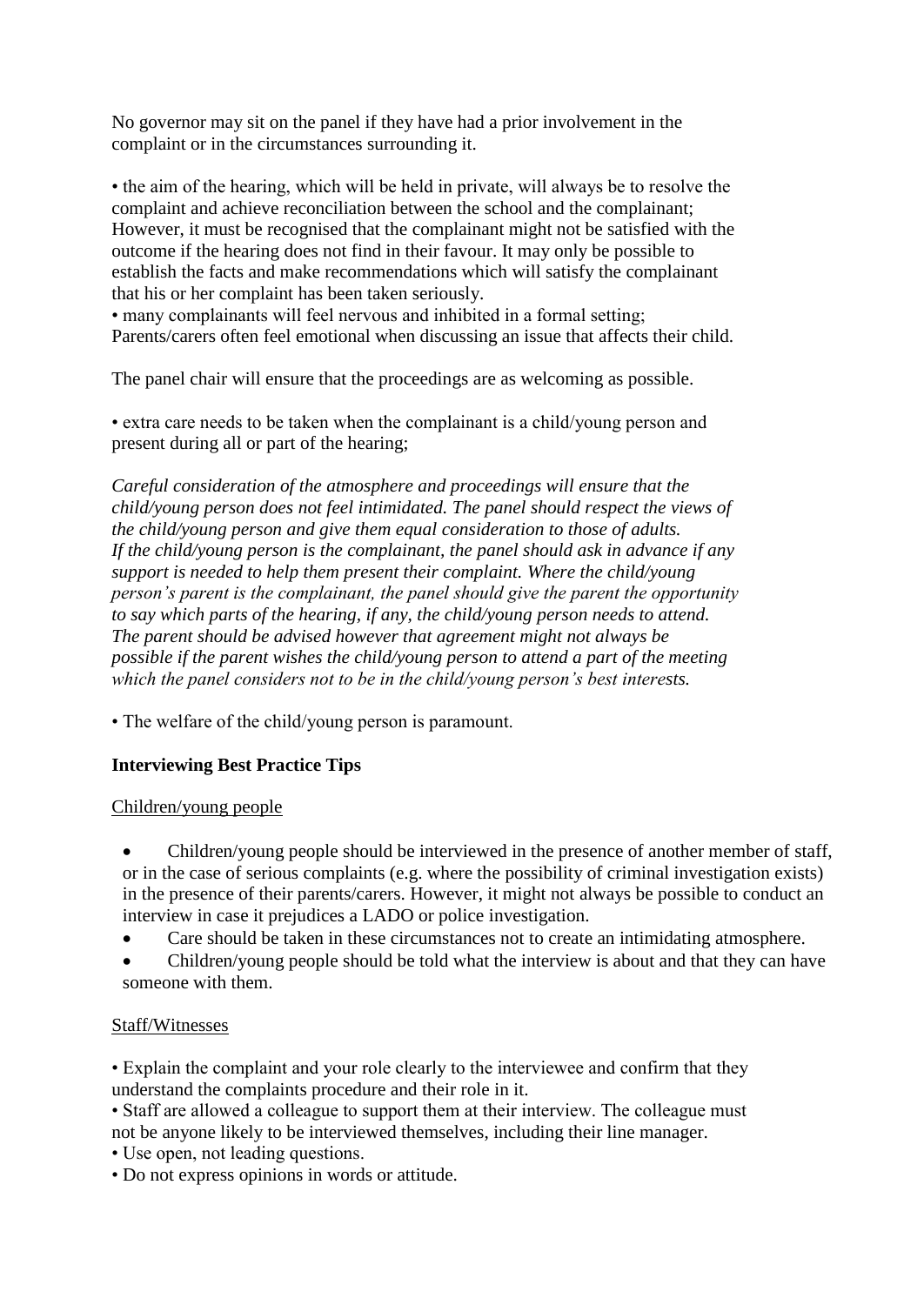No governor may sit on the panel if they have had a prior involvement in the complaint or in the circumstances surrounding it.

• the aim of the hearing, which will be held in private, will always be to resolve the complaint and achieve reconciliation between the school and the complainant; However, it must be recognised that the complainant might not be satisfied with the outcome if the hearing does not find in their favour. It may only be possible to establish the facts and make recommendations which will satisfy the complainant that his or her complaint has been taken seriously.
• many complainants will feel nervous and inhibited in a formal setting; Parents/carers often feel emotional when discussing an issue that affects their child.

The panel chair will ensure that the proceedings are as welcoming as possible.

• extra care needs to be taken when the complainant is a child/young person and present during all or part of the hearing;

*Careful consideration of the atmosphere and proceedings will ensure that the child/young person does not feel intimidated. The panel should respect the views of the child/young person and give them equal consideration to those of adults. If the child/young person is the complainant, the panel should ask in advance if any support is needed to help them present their complaint. Where the child/young person's parent is the complainant, the panel should give the parent the opportunity to say which parts of the hearing, if any, the child/young person needs to attend. The parent should be advised however that agreement might not always be possible if the parent wishes the child/young person to attend a part of the meeting which the panel considers not to be in the child/young person's best interests.*

• The welfare of the child/young person is paramount.

**Interviewing Best Practice Tips**

<u>Children/young people</u>

- Children/young people should be interviewed in the presence of another member of staff, or in the case of serious complaints (e.g. where the possibility of criminal investigation exists) in the presence of their parents/carers. However, it might not always be possible to conduct an interview in case it prejudices a LADO or police investigation.
- Care should be taken in these circumstances not to create an intimidating atmosphere.
- Children/young people should be told what the interview is about and that they can have someone with them.

<u>Staff/Witnesses</u>

• Explain the complaint and your role clearly to the interviewee and confirm that they understand the complaints procedure and their role in it.
• Staff are allowed a colleague to support them at their interview. The colleague must not be anyone likely to be interviewed themselves, including their line manager.
• Use open, not leading questions.
• Do not express opinions in words or attitude.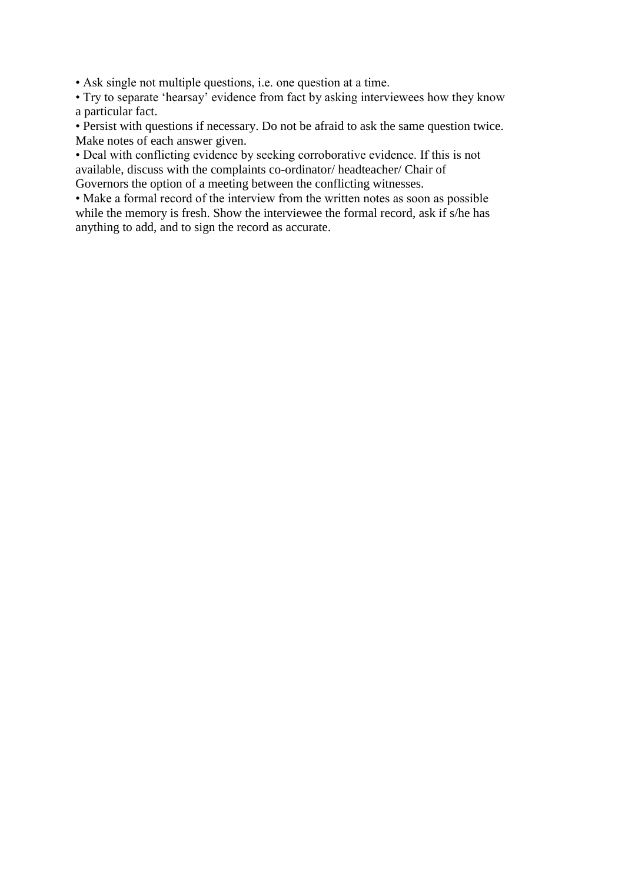- Ask single not multiple questions, i.e. one question at a time.
- Try to separate 'hearsay' evidence from fact by asking interviewees how they know a particular fact.
- Persist with questions if necessary. Do not be afraid to ask the same question twice. Make notes of each answer given.
- Deal with conflicting evidence by seeking corroborative evidence. If this is not available, discuss with the complaints co-ordinator/ headteacher/ Chair of Governors the option of a meeting between the conflicting witnesses.
- Make a formal record of the interview from the written notes as soon as possible while the memory is fresh. Show the interviewee the formal record, ask if s/he has anything to add, and to sign the record as accurate.